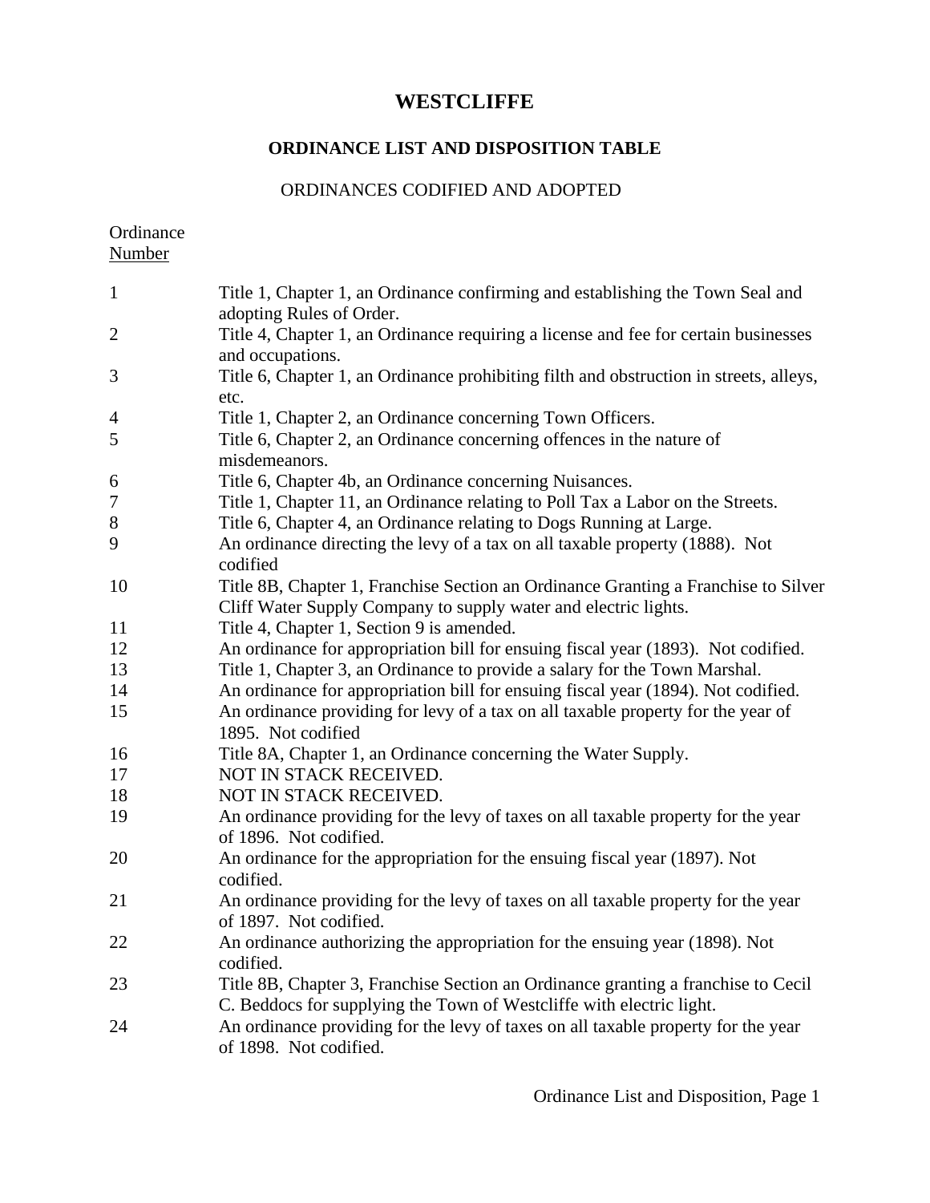# WESTCLIFFE

## ORDINANCE LIST AND DISPOSITION TABLE

### ORDINANCES CODIFIED AND ADOPTED

| Ordinance Number | |
|---|---|
| 1 | Title 1, Chapter 1, an Ordinance confirming and establishing the Town Seal and adopting Rules of Order. |
| 2 | Title 4, Chapter 1, an Ordinance requiring a license and fee for certain businesses and occupations. |
| 3 | Title 6, Chapter 1, an Ordinance prohibiting filth and obstruction in streets, alleys, etc. |
| 4 | Title 1, Chapter 2, an Ordinance concerning Town Officers. |
| 5 | Title 6, Chapter 2, an Ordinance concerning offences in the nature of misdemeanors. |
| 6 | Title 6, Chapter 4b, an Ordinance concerning Nuisances. |
| 7 | Title 1, Chapter 11, an Ordinance relating to Poll Tax a Labor on the Streets. |
| 8 | Title 6, Chapter 4, an Ordinance relating to Dogs Running at Large. |
| 9 | An ordinance directing the levy of a tax on all taxable property (1888). Not codified |
| 10 | Title 8B, Chapter 1, Franchise Section an Ordinance Granting a Franchise to Silver Cliff Water Supply Company to supply water and electric lights. |
| 11 | Title 4, Chapter 1, Section 9 is amended. |
| 12 | An ordinance for appropriation bill for ensuing fiscal year (1893). Not codified. |
| 13 | Title 1, Chapter 3, an Ordinance to provide a salary for the Town Marshal. |
| 14 | An ordinance for appropriation bill for ensuing fiscal year (1894). Not codified. |
| 15 | An ordinance providing for levy of a tax on all taxable property for the year of 1895. Not codified |
| 16 | Title 8A, Chapter 1, an Ordinance concerning the Water Supply. |
| 17 | NOT IN STACK RECEIVED. |
| 18 | NOT IN STACK RECEIVED. |
| 19 | An ordinance providing for the levy of taxes on all taxable property for the year of 1896. Not codified. |
| 20 | An ordinance for the appropriation for the ensuing fiscal year (1897). Not codified. |
| 21 | An ordinance providing for the levy of taxes on all taxable property for the year of 1897. Not codified. |
| 22 | An ordinance authorizing the appropriation for the ensuing year (1898). Not codified. |
| 23 | Title 8B, Chapter 3, Franchise Section an Ordinance granting a franchise to Cecil C. Beddocs for supplying the Town of Westcliffe with electric light. |
| 24 | An ordinance providing for the levy of taxes on all taxable property for the year of 1898. Not codified. |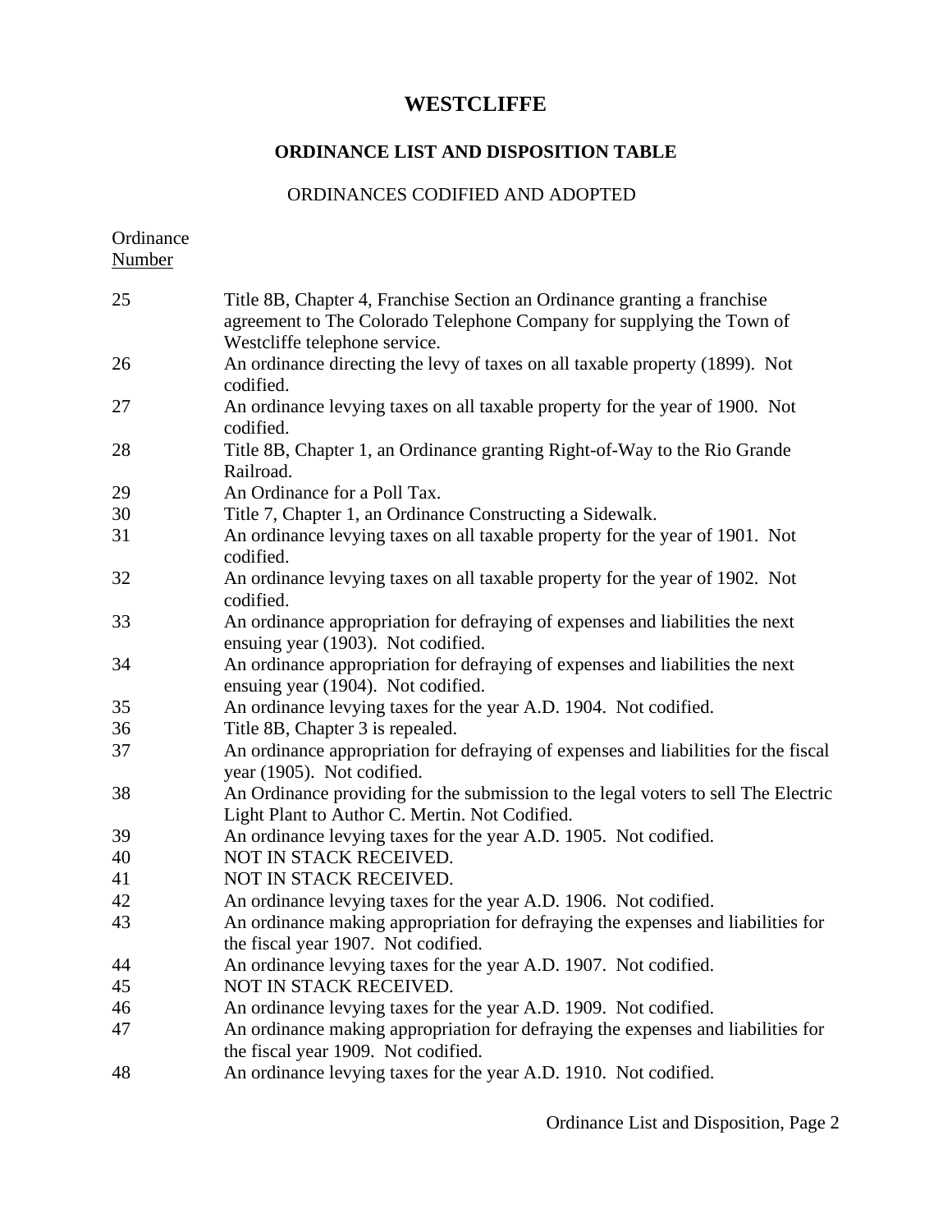# WESTCLIFFE

## ORDINANCE LIST AND DISPOSITION TABLE

### ORDINANCES CODIFIED AND ADOPTED

| Ordinance Number | |
|---|---|
| 25 | Title 8B, Chapter 4, Franchise Section an Ordinance granting a franchise agreement to The Colorado Telephone Company for supplying the Town of Westcliffe telephone service. |
| 26 | An ordinance directing the levy of taxes on all taxable property (1899). Not codified. |
| 27 | An ordinance levying taxes on all taxable property for the year of 1900. Not codified. |
| 28 | Title 8B, Chapter 1, an Ordinance granting Right-of-Way to the Rio Grande Railroad. |
| 29 | An Ordinance for a Poll Tax. |
| 30 | Title 7, Chapter 1, an Ordinance Constructing a Sidewalk. |
| 31 | An ordinance levying taxes on all taxable property for the year of 1901. Not codified. |
| 32 | An ordinance levying taxes on all taxable property for the year of 1902. Not codified. |
| 33 | An ordinance appropriation for defraying of expenses and liabilities the next ensuing year (1903). Not codified. |
| 34 | An ordinance appropriation for defraying of expenses and liabilities the next ensuing year (1904). Not codified. |
| 35 | An ordinance levying taxes for the year A.D. 1904. Not codified. |
| 36 | Title 8B, Chapter 3 is repealed. |
| 37 | An ordinance appropriation for defraying of expenses and liabilities for the fiscal year (1905). Not codified. |
| 38 | An Ordinance providing for the submission to the legal voters to sell The Electric Light Plant to Author C. Mertin. Not Codified. |
| 39 | An ordinance levying taxes for the year A.D. 1905. Not codified. |
| 40 | NOT IN STACK RECEIVED. |
| 41 | NOT IN STACK RECEIVED. |
| 42 | An ordinance levying taxes for the year A.D. 1906. Not codified. |
| 43 | An ordinance making appropriation for defraying the expenses and liabilities for the fiscal year 1907. Not codified. |
| 44 | An ordinance levying taxes for the year A.D. 1907. Not codified. |
| 45 | NOT IN STACK RECEIVED. |
| 46 | An ordinance levying taxes for the year A.D. 1909. Not codified. |
| 47 | An ordinance making appropriation for defraying the expenses and liabilities for the fiscal year 1909. Not codified. |
| 48 | An ordinance levying taxes for the year A.D. 1910. Not codified. |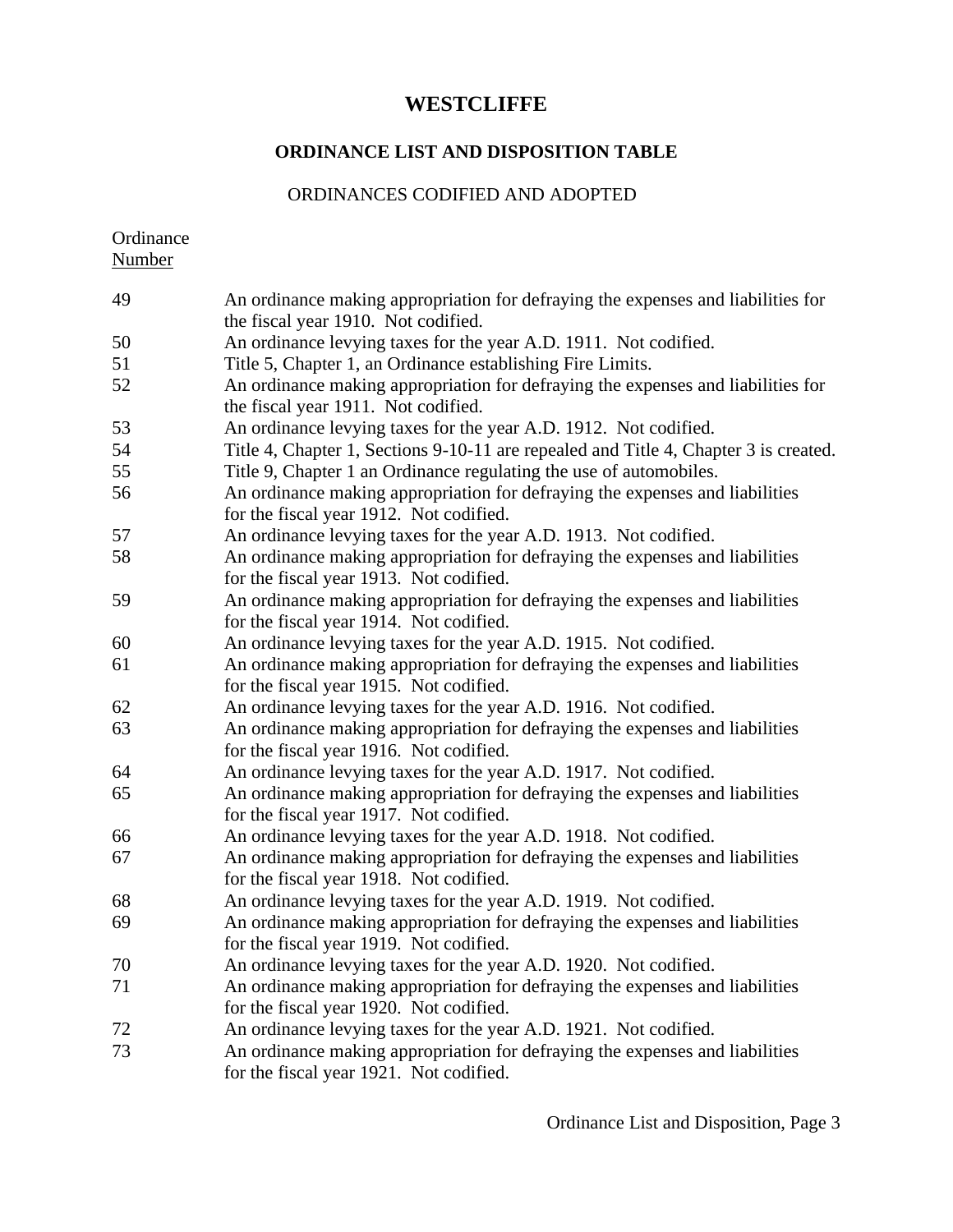# WESTCLIFFE

## ORDINANCE LIST AND DISPOSITION TABLE

### ORDINANCES CODIFIED AND ADOPTED

| Ordinance Number | |
|---|---|
| 49 | An ordinance making appropriation for defraying the expenses and liabilities for the fiscal year 1910. Not codified. |
| 50 | An ordinance levying taxes for the year A.D. 1911. Not codified. |
| 51 | Title 5, Chapter 1, an Ordinance establishing Fire Limits. |
| 52 | An ordinance making appropriation for defraying the expenses and liabilities for the fiscal year 1911. Not codified. |
| 53 | An ordinance levying taxes for the year A.D. 1912. Not codified. |
| 54 | Title 4, Chapter 1, Sections 9-10-11 are repealed and Title 4, Chapter 3 is created. |
| 55 | Title 9, Chapter 1 an Ordinance regulating the use of automobiles. |
| 56 | An ordinance making appropriation for defraying the expenses and liabilities for the fiscal year 1912. Not codified. |
| 57 | An ordinance levying taxes for the year A.D. 1913. Not codified. |
| 58 | An ordinance making appropriation for defraying the expenses and liabilities for the fiscal year 1913. Not codified. |
| 59 | An ordinance making appropriation for defraying the expenses and liabilities for the fiscal year 1914. Not codified. |
| 60 | An ordinance levying taxes for the year A.D. 1915. Not codified. |
| 61 | An ordinance making appropriation for defraying the expenses and liabilities for the fiscal year 1915. Not codified. |
| 62 | An ordinance levying taxes for the year A.D. 1916. Not codified. |
| 63 | An ordinance making appropriation for defraying the expenses and liabilities for the fiscal year 1916. Not codified. |
| 64 | An ordinance levying taxes for the year A.D. 1917. Not codified. |
| 65 | An ordinance making appropriation for defraying the expenses and liabilities for the fiscal year 1917. Not codified. |
| 66 | An ordinance levying taxes for the year A.D. 1918. Not codified. |
| 67 | An ordinance making appropriation for defraying the expenses and liabilities for the fiscal year 1918. Not codified. |
| 68 | An ordinance levying taxes for the year A.D. 1919. Not codified. |
| 69 | An ordinance making appropriation for defraying the expenses and liabilities for the fiscal year 1919. Not codified. |
| 70 | An ordinance levying taxes for the year A.D. 1920. Not codified. |
| 71 | An ordinance making appropriation for defraying the expenses and liabilities for the fiscal year 1920. Not codified. |
| 72 | An ordinance levying taxes for the year A.D. 1921. Not codified. |
| 73 | An ordinance making appropriation for defraying the expenses and liabilities for the fiscal year 1921. Not codified. |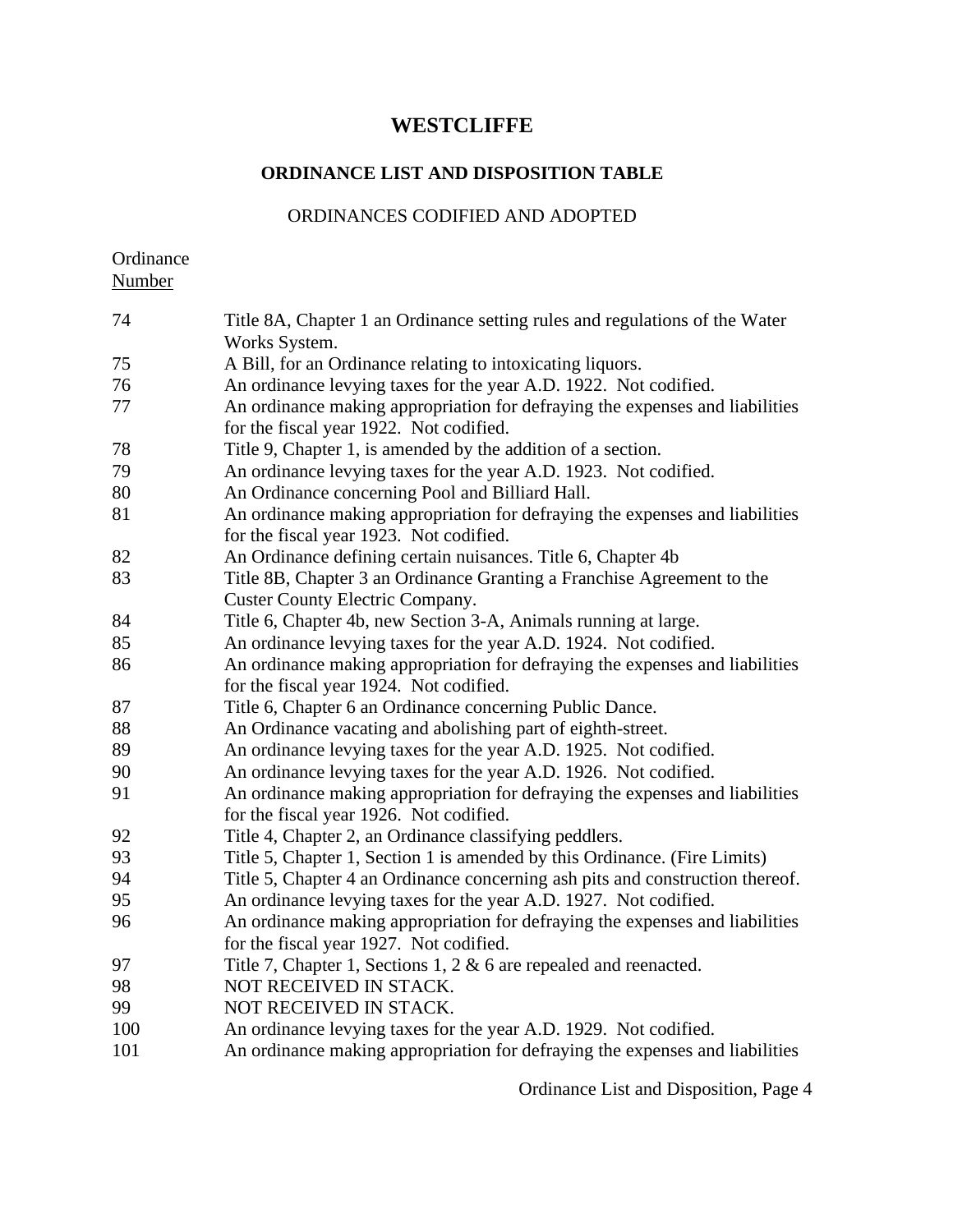# WESTCLIFFE

## ORDINANCE LIST AND DISPOSITION TABLE

### ORDINANCES CODIFIED AND ADOPTED

| Ordinance Number | |
|---|---|
| 74 | Title 8A, Chapter 1 an Ordinance setting rules and regulations of the Water Works System. |
| 75 | A Bill, for an Ordinance relating to intoxicating liquors. |
| 76 | An ordinance levying taxes for the year A.D. 1922. Not codified. |
| 77 | An ordinance making appropriation for defraying the expenses and liabilities for the fiscal year 1922. Not codified. |
| 78 | Title 9, Chapter 1, is amended by the addition of a section. |
| 79 | An ordinance levying taxes for the year A.D. 1923. Not codified. |
| 80 | An Ordinance concerning Pool and Billiard Hall. |
| 81 | An ordinance making appropriation for defraying the expenses and liabilities for the fiscal year 1923. Not codified. |
| 82 | An Ordinance defining certain nuisances. Title 6, Chapter 4b |
| 83 | Title 8B, Chapter 3 an Ordinance Granting a Franchise Agreement to the Custer County Electric Company. |
| 84 | Title 6, Chapter 4b, new Section 3-A, Animals running at large. |
| 85 | An ordinance levying taxes for the year A.D. 1924. Not codified. |
| 86 | An ordinance making appropriation for defraying the expenses and liabilities for the fiscal year 1924. Not codified. |
| 87 | Title 6, Chapter 6 an Ordinance concerning Public Dance. |
| 88 | An Ordinance vacating and abolishing part of eighth-street. |
| 89 | An ordinance levying taxes for the year A.D. 1925. Not codified. |
| 90 | An ordinance levying taxes for the year A.D. 1926. Not codified. |
| 91 | An ordinance making appropriation for defraying the expenses and liabilities for the fiscal year 1926. Not codified. |
| 92 | Title 4, Chapter 2, an Ordinance classifying peddlers. |
| 93 | Title 5, Chapter 1, Section 1 is amended by this Ordinance. (Fire Limits) |
| 94 | Title 5, Chapter 4 an Ordinance concerning ash pits and construction thereof. |
| 95 | An ordinance levying taxes for the year A.D. 1927. Not codified. |
| 96 | An ordinance making appropriation for defraying the expenses and liabilities for the fiscal year 1927. Not codified. |
| 97 | Title 7, Chapter 1, Sections 1, 2 & 6 are repealed and reenacted. |
| 98 | NOT RECEIVED IN STACK. |
| 99 | NOT RECEIVED IN STACK. |
| 100 | An ordinance levying taxes for the year A.D. 1929. Not codified. |
| 101 | An ordinance making appropriation for defraying the expenses and liabilities |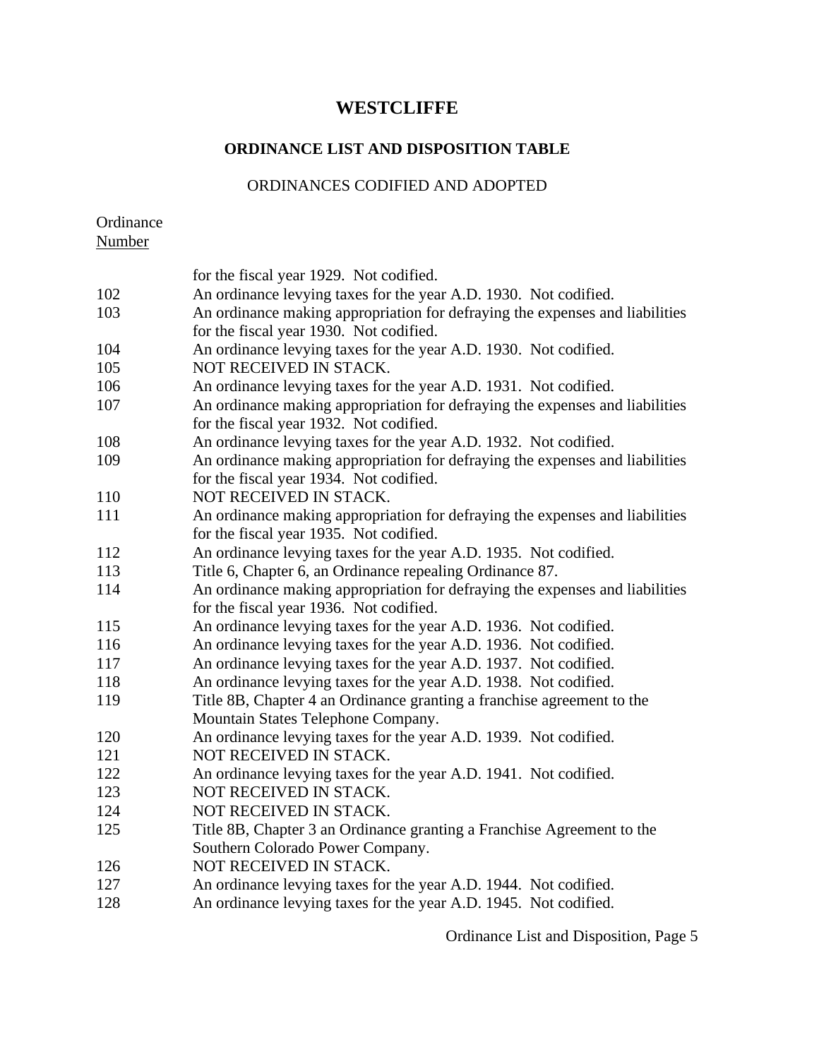# WESTCLIFFE

## ORDINANCE LIST AND DISPOSITION TABLE

ORDINANCES CODIFIED AND ADOPTED

| Ordinance Number | |
|---|---|
| | for the fiscal year 1929. Not codified. |
| 102 | An ordinance levying taxes for the year A.D. 1930. Not codified. |
| 103 | An ordinance making appropriation for defraying the expenses and liabilities for the fiscal year 1930. Not codified. |
| 104 | An ordinance levying taxes for the year A.D. 1930. Not codified. |
| 105 | NOT RECEIVED IN STACK. |
| 106 | An ordinance levying taxes for the year A.D. 1931. Not codified. |
| 107 | An ordinance making appropriation for defraying the expenses and liabilities for the fiscal year 1932. Not codified. |
| 108 | An ordinance levying taxes for the year A.D. 1932. Not codified. |
| 109 | An ordinance making appropriation for defraying the expenses and liabilities for the fiscal year 1934. Not codified. |
| 110 | NOT RECEIVED IN STACK. |
| 111 | An ordinance making appropriation for defraying the expenses and liabilities for the fiscal year 1935. Not codified. |
| 112 | An ordinance levying taxes for the year A.D. 1935. Not codified. |
| 113 | Title 6, Chapter 6, an Ordinance repealing Ordinance 87. |
| 114 | An ordinance making appropriation for defraying the expenses and liabilities for the fiscal year 1936. Not codified. |
| 115 | An ordinance levying taxes for the year A.D. 1936. Not codified. |
| 116 | An ordinance levying taxes for the year A.D. 1936. Not codified. |
| 117 | An ordinance levying taxes for the year A.D. 1937. Not codified. |
| 118 | An ordinance levying taxes for the year A.D. 1938. Not codified. |
| 119 | Title 8B, Chapter 4 an Ordinance granting a franchise agreement to the Mountain States Telephone Company. |
| 120 | An ordinance levying taxes for the year A.D. 1939. Not codified. |
| 121 | NOT RECEIVED IN STACK. |
| 122 | An ordinance levying taxes for the year A.D. 1941. Not codified. |
| 123 | NOT RECEIVED IN STACK. |
| 124 | NOT RECEIVED IN STACK. |
| 125 | Title 8B, Chapter 3 an Ordinance granting a Franchise Agreement to the Southern Colorado Power Company. |
| 126 | NOT RECEIVED IN STACK. |
| 127 | An ordinance levying taxes for the year A.D. 1944. Not codified. |
| 128 | An ordinance levying taxes for the year A.D. 1945. Not codified. |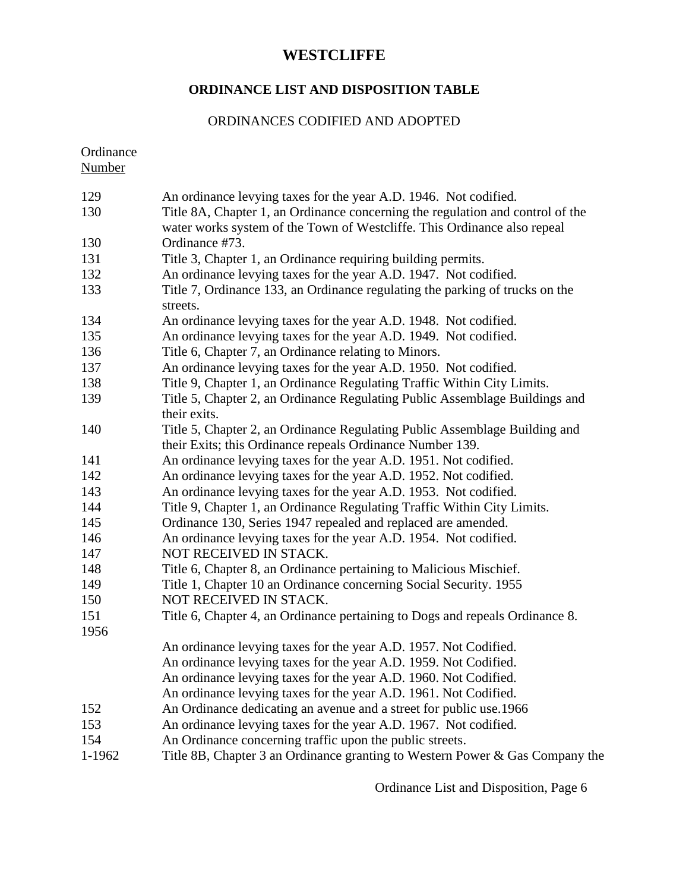# WESTCLIFFE

## ORDINANCE LIST AND DISPOSITION TABLE

### ORDINANCES CODIFIED AND ADOPTED

| Ordinance Number | |
|---|---|
| 129 | An ordinance levying taxes for the year A.D. 1946. Not codified. |
| 130 | Title 8A, Chapter 1, an Ordinance concerning the regulation and control of the water works system of the Town of Westcliffe. This Ordinance also repeal |
| 130 | Ordinance #73. |
| 131 | Title 3, Chapter 1, an Ordinance requiring building permits. |
| 132 | An ordinance levying taxes for the year A.D. 1947. Not codified. |
| 133 | Title 7, Ordinance 133, an Ordinance regulating the parking of trucks on the streets. |
| 134 | An ordinance levying taxes for the year A.D. 1948. Not codified. |
| 135 | An ordinance levying taxes for the year A.D. 1949. Not codified. |
| 136 | Title 6, Chapter 7, an Ordinance relating to Minors. |
| 137 | An ordinance levying taxes for the year A.D. 1950. Not codified. |
| 138 | Title 9, Chapter 1, an Ordinance Regulating Traffic Within City Limits. |
| 139 | Title 5, Chapter 2, an Ordinance Regulating Public Assemblage Buildings and their exits. |
| 140 | Title 5, Chapter 2, an Ordinance Regulating Public Assemblage Building and their Exits; this Ordinance repeals Ordinance Number 139. |
| 141 | An ordinance levying taxes for the year A.D. 1951. Not codified. |
| 142 | An ordinance levying taxes for the year A.D. 1952. Not codified. |
| 143 | An ordinance levying taxes for the year A.D. 1953. Not codified. |
| 144 | Title 9, Chapter 1, an Ordinance Regulating Traffic Within City Limits. |
| 145 | Ordinance 130, Series 1947 repealed and replaced are amended. |
| 146 | An ordinance levying taxes for the year A.D. 1954. Not codified. |
| 147 | NOT RECEIVED IN STACK. |
| 148 | Title 6, Chapter 8, an Ordinance pertaining to Malicious Mischief. |
| 149 | Title 1, Chapter 10 an Ordinance concerning Social Security. 1955 |
| 150 | NOT RECEIVED IN STACK. |
| 151 | Title 6, Chapter 4, an Ordinance pertaining to Dogs and repeals Ordinance 8. |
| 1956 | |
| | An ordinance levying taxes for the year A.D. 1957. Not Codified. |
| | An ordinance levying taxes for the year A.D. 1959. Not Codified. |
| | An ordinance levying taxes for the year A.D. 1960. Not Codified. |
| | An ordinance levying taxes for the year A.D. 1961. Not Codified. |
| 152 | An Ordinance dedicating an avenue and a street for public use.1966 |
| 153 | An ordinance levying taxes for the year A.D. 1967. Not codified. |
| 154 | An Ordinance concerning traffic upon the public streets. |
| 1-1962 | Title 8B, Chapter 3 an Ordinance granting to Western Power & Gas Company the |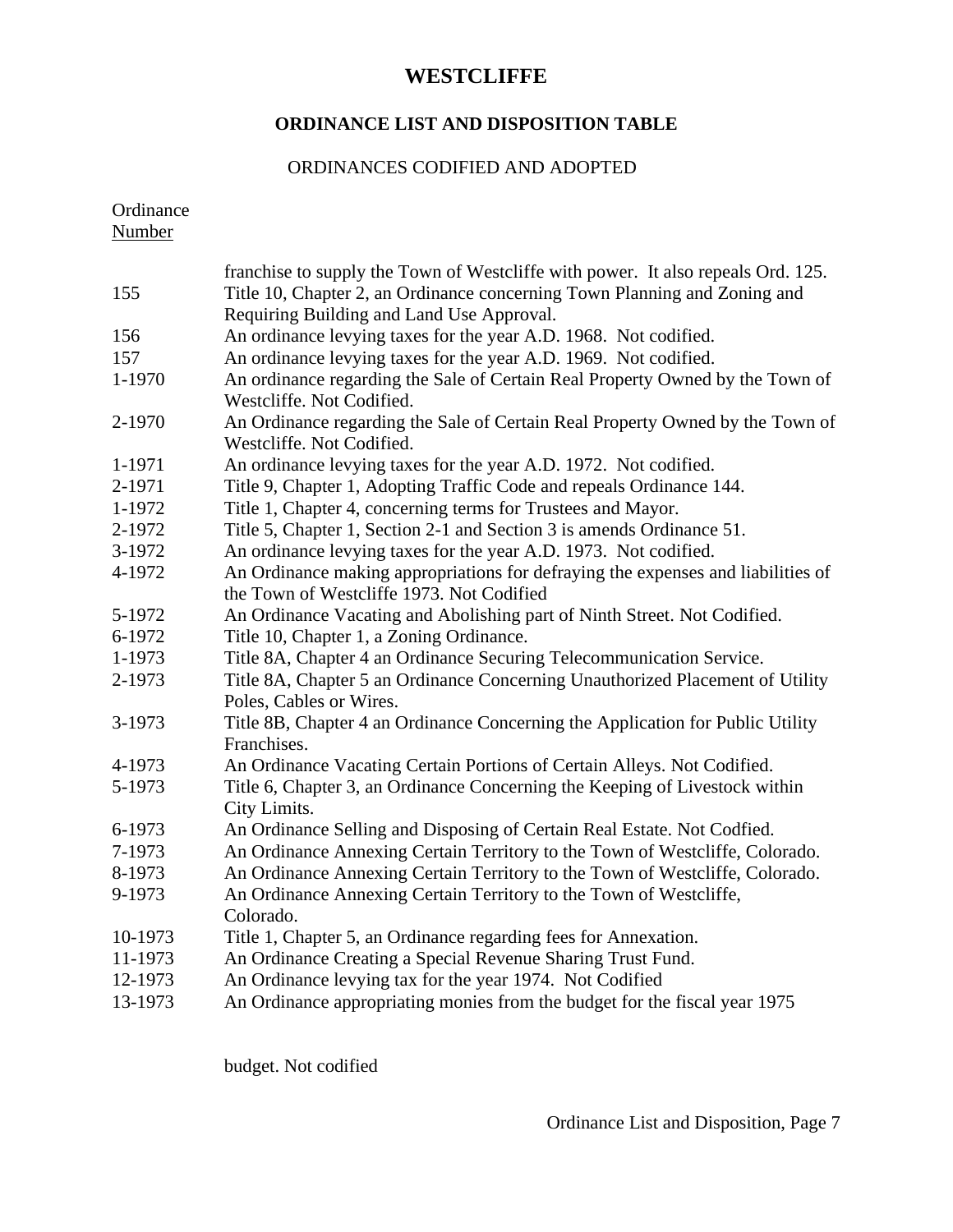# WESTCLIFFE

## ORDINANCE LIST AND DISPOSITION TABLE

ORDINANCES CODIFIED AND ADOPTED

| Ordinance Number | |
|---|---|
| | franchise to supply the Town of Westcliffe with power. It also repeals Ord. 125. |
| 155 | Title 10, Chapter 2, an Ordinance concerning Town Planning and Zoning and Requiring Building and Land Use Approval. |
| 156 | An ordinance levying taxes for the year A.D. 1968. Not codified. |
| 157 | An ordinance levying taxes for the year A.D. 1969. Not codified. |
| 1-1970 | An ordinance regarding the Sale of Certain Real Property Owned by the Town of Westcliffe. Not Codified. |
| 2-1970 | An Ordinance regarding the Sale of Certain Real Property Owned by the Town of Westcliffe. Not Codified. |
| 1-1971 | An ordinance levying taxes for the year A.D. 1972. Not codified. |
| 2-1971 | Title 9, Chapter 1, Adopting Traffic Code and repeals Ordinance 144. |
| 1-1972 | Title 1, Chapter 4, concerning terms for Trustees and Mayor. |
| 2-1972 | Title 5, Chapter 1, Section 2-1 and Section 3 is amends Ordinance 51. |
| 3-1972 | An ordinance levying taxes for the year A.D. 1973. Not codified. |
| 4-1972 | An Ordinance making appropriations for defraying the expenses and liabilities of the Town of Westcliffe 1973. Not Codified |
| 5-1972 | An Ordinance Vacating and Abolishing part of Ninth Street. Not Codified. |
| 6-1972 | Title 10, Chapter 1, a Zoning Ordinance. |
| 1-1973 | Title 8A, Chapter 4 an Ordinance Securing Telecommunication Service. |
| 2-1973 | Title 8A, Chapter 5 an Ordinance Concerning Unauthorized Placement of Utility Poles, Cables or Wires. |
| 3-1973 | Title 8B, Chapter 4 an Ordinance Concerning the Application for Public Utility Franchises. |
| 4-1973 | An Ordinance Vacating Certain Portions of Certain Alleys. Not Codified. |
| 5-1973 | Title 6, Chapter 3, an Ordinance Concerning the Keeping of Livestock within City Limits. |
| 6-1973 | An Ordinance Selling and Disposing of Certain Real Estate. Not Codfied. |
| 7-1973 | An Ordinance Annexing Certain Territory to the Town of Westcliffe, Colorado. |
| 8-1973 | An Ordinance Annexing Certain Territory to the Town of Westcliffe, Colorado. |
| 9-1973 | An Ordinance Annexing Certain Territory to the Town of Westcliffe, Colorado. |
| 10-1973 | Title 1, Chapter 5, an Ordinance regarding fees for Annexation. |
| 11-1973 | An Ordinance Creating a Special Revenue Sharing Trust Fund. |
| 12-1973 | An Ordinance levying tax for the year 1974. Not Codified |
| 13-1973 | An Ordinance appropriating monies from the budget for the fiscal year 1975 budget. Not codified |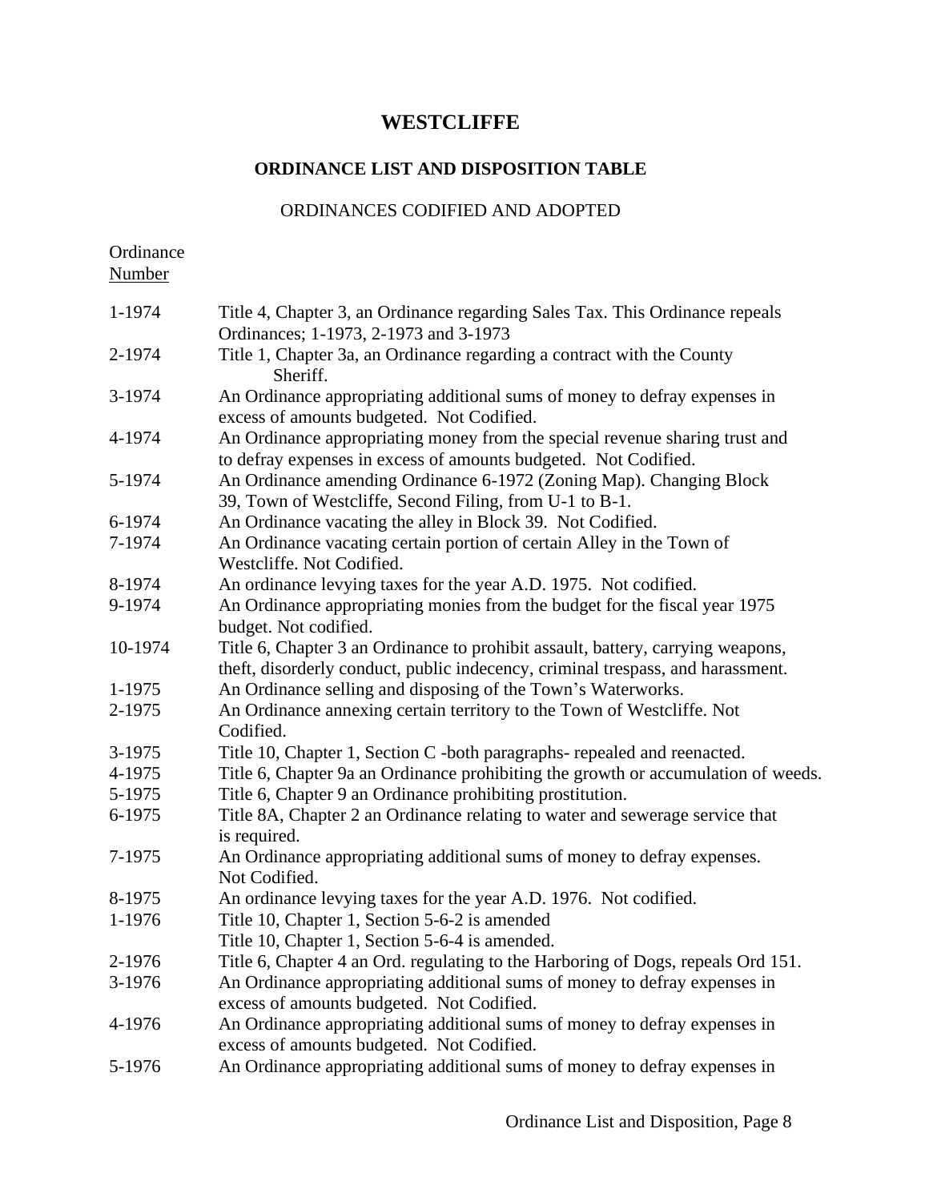# WESTCLIFFE

## ORDINANCE LIST AND DISPOSITION TABLE

ORDINANCES CODIFIED AND ADOPTED

| Ordinance Number | |
|---|---|
| 1-1974 | Title 4, Chapter 3, an Ordinance regarding Sales Tax. This Ordinance repeals Ordinances; 1-1973, 2-1973 and 3-1973 |
| 2-1974 | Title 1, Chapter 3a, an Ordinance regarding a contract with the County Sheriff. |
| 3-1974 | An Ordinance appropriating additional sums of money to defray expenses in excess of amounts budgeted. Not Codified. |
| 4-1974 | An Ordinance appropriating money from the special revenue sharing trust and to defray expenses in excess of amounts budgeted. Not Codified. |
| 5-1974 | An Ordinance amending Ordinance 6-1972 (Zoning Map). Changing Block 39, Town of Westcliffe, Second Filing, from U-1 to B-1. |
| 6-1974 | An Ordinance vacating the alley in Block 39. Not Codified. |
| 7-1974 | An Ordinance vacating certain portion of certain Alley in the Town of Westcliffe. Not Codified. |
| 8-1974 | An ordinance levying taxes for the year A.D. 1975. Not codified. |
| 9-1974 | An Ordinance appropriating monies from the budget for the fiscal year 1975 budget. Not codified. |
| 10-1974 | Title 6, Chapter 3 an Ordinance to prohibit assault, battery, carrying weapons, theft, disorderly conduct, public indecency, criminal trespass, and harassment. |
| 1-1975 | An Ordinance selling and disposing of the Town's Waterworks. |
| 2-1975 | An Ordinance annexing certain territory to the Town of Westcliffe. Not Codified. |
| 3-1975 | Title 10, Chapter 1, Section C -both paragraphs- repealed and reenacted. |
| 4-1975 | Title 6, Chapter 9a an Ordinance prohibiting the growth or accumulation of weeds. |
| 5-1975 | Title 6, Chapter 9 an Ordinance prohibiting prostitution. |
| 6-1975 | Title 8A, Chapter 2 an Ordinance relating to water and sewerage service that is required. |
| 7-1975 | An Ordinance appropriating additional sums of money to defray expenses. Not Codified. |
| 8-1975 | An ordinance levying taxes for the year A.D. 1976. Not codified. |
| 1-1976 | Title 10, Chapter 1, Section 5-6-2 is amended<br>Title 10, Chapter 1, Section 5-6-4 is amended. |
| 2-1976 | Title 6, Chapter 4 an Ord. regulating to the Harboring of Dogs, repeals Ord 151. |
| 3-1976 | An Ordinance appropriating additional sums of money to defray expenses in excess of amounts budgeted. Not Codified. |
| 4-1976 | An Ordinance appropriating additional sums of money to defray expenses in excess of amounts budgeted. Not Codified. |
| 5-1976 | An Ordinance appropriating additional sums of money to defray expenses in |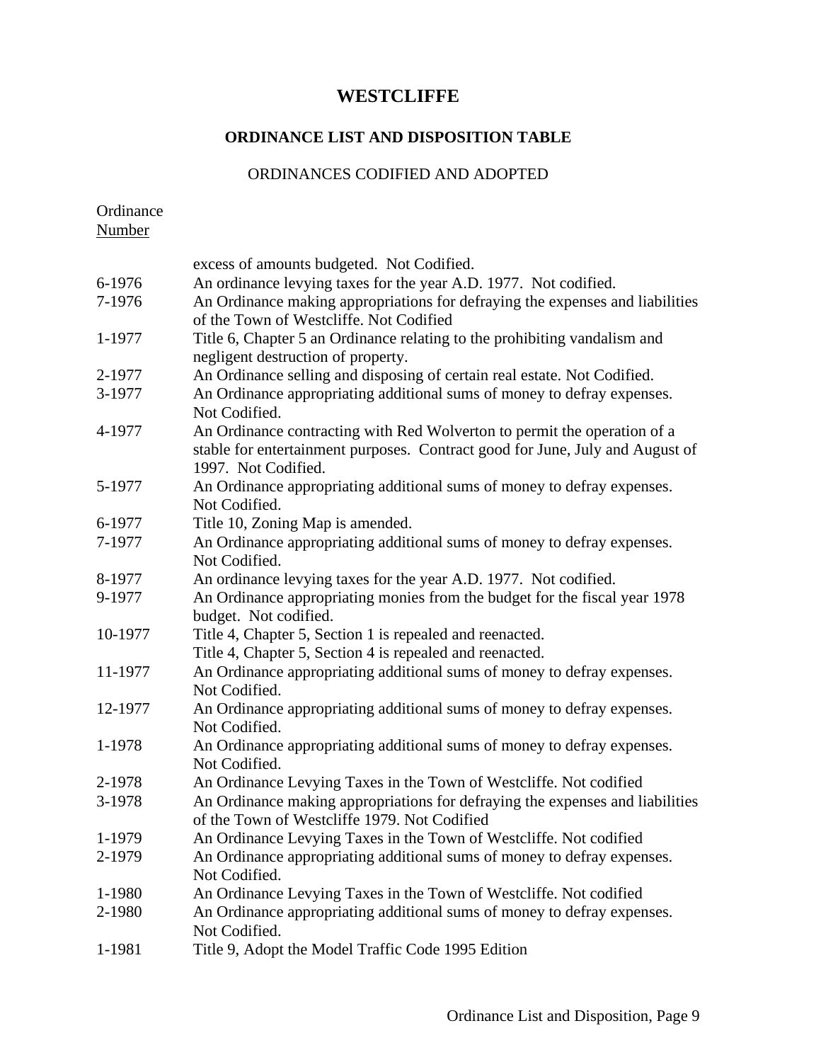# WESTCLIFFE

## ORDINANCE LIST AND DISPOSITION TABLE

### ORDINANCES CODIFIED AND ADOPTED

| Ordinance Number | |
|---|---|
| | excess of amounts budgeted. Not Codified. |
| 6-1976 | An ordinance levying taxes for the year A.D. 1977. Not codified. |
| 7-1976 | An Ordinance making appropriations for defraying the expenses and liabilities of the Town of Westcliffe. Not Codified |
| 1-1977 | Title 6, Chapter 5 an Ordinance relating to the prohibiting vandalism and negligent destruction of property. |
| 2-1977 | An Ordinance selling and disposing of certain real estate. Not Codified. |
| 3-1977 | An Ordinance appropriating additional sums of money to defray expenses. Not Codified. |
| 4-1977 | An Ordinance contracting with Red Wolverton to permit the operation of a stable for entertainment purposes. Contract good for June, July and August of 1997. Not Codified. |
| 5-1977 | An Ordinance appropriating additional sums of money to defray expenses. Not Codified. |
| 6-1977 | Title 10, Zoning Map is amended. |
| 7-1977 | An Ordinance appropriating additional sums of money to defray expenses. Not Codified. |
| 8-1977 | An ordinance levying taxes for the year A.D. 1977. Not codified. |
| 9-1977 | An Ordinance appropriating monies from the budget for the fiscal year 1978 budget. Not codified. |
| 10-1977 | Title 4, Chapter 5, Section 1 is repealed and reenacted. Title 4, Chapter 5, Section 4 is repealed and reenacted. |
| 11-1977 | An Ordinance appropriating additional sums of money to defray expenses. Not Codified. |
| 12-1977 | An Ordinance appropriating additional sums of money to defray expenses. Not Codified. |
| 1-1978 | An Ordinance appropriating additional sums of money to defray expenses. Not Codified. |
| 2-1978 | An Ordinance Levying Taxes in the Town of Westcliffe. Not codified |
| 3-1978 | An Ordinance making appropriations for defraying the expenses and liabilities of the Town of Westcliffe 1979. Not Codified |
| 1-1979 | An Ordinance Levying Taxes in the Town of Westcliffe. Not codified |
| 2-1979 | An Ordinance appropriating additional sums of money to defray expenses. Not Codified. |
| 1-1980 | An Ordinance Levying Taxes in the Town of Westcliffe. Not codified |
| 2-1980 | An Ordinance appropriating additional sums of money to defray expenses. Not Codified. |
| 1-1981 | Title 9, Adopt the Model Traffic Code 1995 Edition |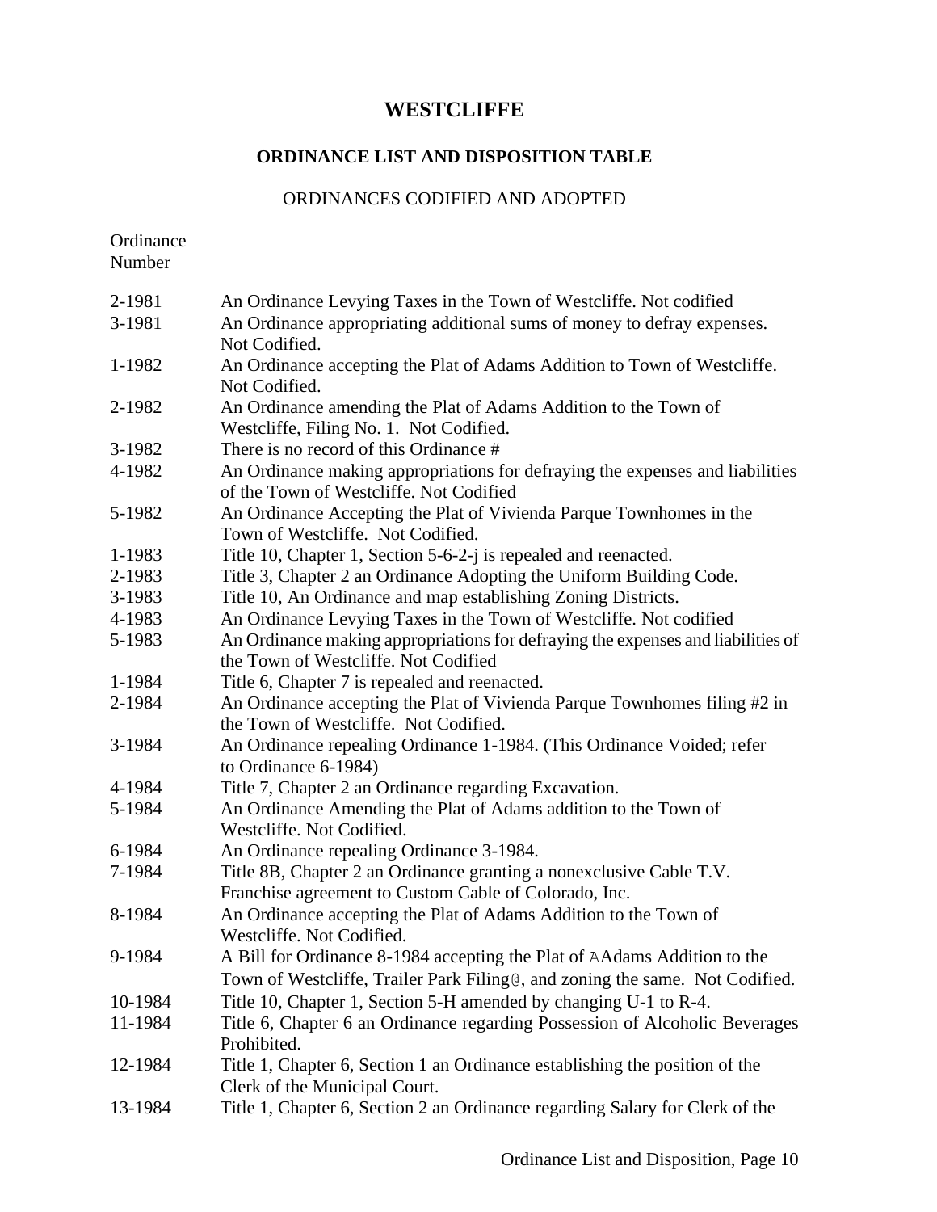# WESTCLIFFE

## ORDINANCE LIST AND DISPOSITION TABLE

ORDINANCES CODIFIED AND ADOPTED

| Ordinance Number | |
|---|---|
| 2-1981 | An Ordinance Levying Taxes in the Town of Westcliffe. Not codified |
| 3-1981 | An Ordinance appropriating additional sums of money to defray expenses. Not Codified. |
| 1-1982 | An Ordinance accepting the Plat of Adams Addition to Town of Westcliffe. Not Codified. |
| 2-1982 | An Ordinance amending the Plat of Adams Addition to the Town of Westcliffe, Filing No. 1. Not Codified. |
| 3-1982 | There is no record of this Ordinance # |
| 4-1982 | An Ordinance making appropriations for defraying the expenses and liabilities of the Town of Westcliffe. Not Codified |
| 5-1982 | An Ordinance Accepting the Plat of Vivienda Parque Townhomes in the Town of Westcliffe. Not Codified. |
| 1-1983 | Title 10, Chapter 1, Section 5-6-2-j is repealed and reenacted. |
| 2-1983 | Title 3, Chapter 2 an Ordinance Adopting the Uniform Building Code. |
| 3-1983 | Title 10, An Ordinance and map establishing Zoning Districts. |
| 4-1983 | An Ordinance Levying Taxes in the Town of Westcliffe. Not codified |
| 5-1983 | An Ordinance making appropriations for defraying the expenses and liabilities of the Town of Westcliffe. Not Codified |
| 1-1984 | Title 6, Chapter 7 is repealed and reenacted. |
| 2-1984 | An Ordinance accepting the Plat of Vivienda Parque Townhomes filing #2 in the Town of Westcliffe. Not Codified. |
| 3-1984 | An Ordinance repealing Ordinance 1-1984. (This Ordinance Voided; refer to Ordinance 6-1984) |
| 4-1984 | Title 7, Chapter 2 an Ordinance regarding Excavation. |
| 5-1984 | An Ordinance Amending the Plat of Adams addition to the Town of Westcliffe. Not Codified. |
| 6-1984 | An Ordinance repealing Ordinance 3-1984. |
| 7-1984 | Title 8B, Chapter 2 an Ordinance granting a nonexclusive Cable T.V. Franchise agreement to Custom Cable of Colorado, Inc. |
| 8-1984 | An Ordinance accepting the Plat of Adams Addition to the Town of Westcliffe. Not Codified. |
| 9-1984 | A Bill for Ordinance 8-1984 accepting the Plat of AAdams Addition to the Town of Westcliffe, Trailer Park Filing@, and zoning the same. Not Codified. |
| 10-1984 | Title 10, Chapter 1, Section 5-H amended by changing U-1 to R-4. |
| 11-1984 | Title 6, Chapter 6 an Ordinance regarding Possession of Alcoholic Beverages Prohibited. |
| 12-1984 | Title 1, Chapter 6, Section 1 an Ordinance establishing the position of the Clerk of the Municipal Court. |
| 13-1984 | Title 1, Chapter 6, Section 2 an Ordinance regarding Salary for Clerk of the |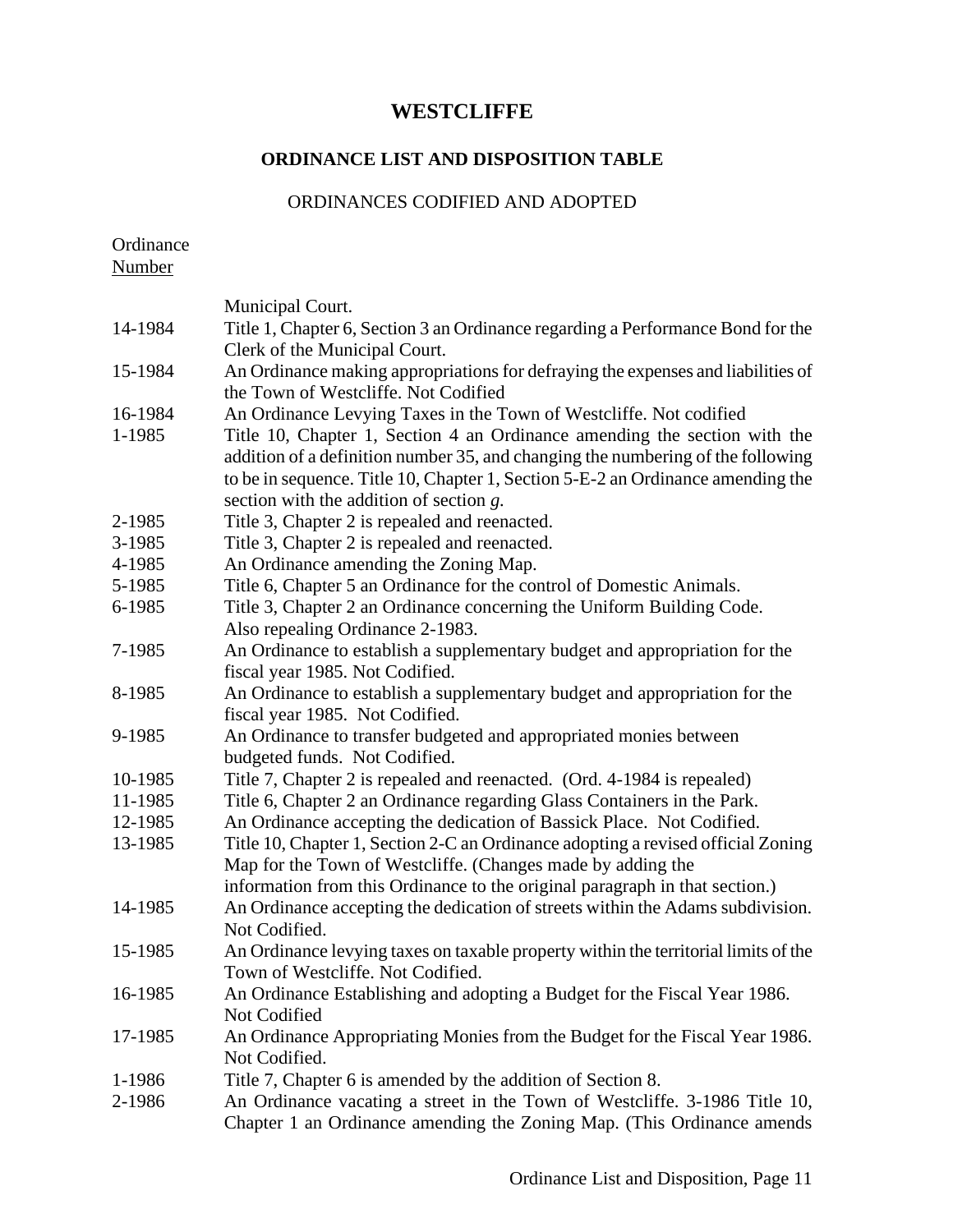# WESTCLIFFE

## ORDINANCE LIST AND DISPOSITION TABLE

ORDINANCES CODIFIED AND ADOPTED

| Ordinance Number | |
|---|---|
| | Municipal Court. |
| 14-1984 | Title 1, Chapter 6, Section 3 an Ordinance regarding a Performance Bond for the Clerk of the Municipal Court. |
| 15-1984 | An Ordinance making appropriations for defraying the expenses and liabilities of the Town of Westcliffe. Not Codified |
| 16-1984 | An Ordinance Levying Taxes in the Town of Westcliffe. Not codified |
| 1-1985 | Title 10, Chapter 1, Section 4 an Ordinance amending the section with the addition of a definition number 35, and changing the numbering of the following to be in sequence. Title 10, Chapter 1, Section 5-E-2 an Ordinance amending the section with the addition of section *g*. |
| 2-1985 | Title 3, Chapter 2 is repealed and reenacted. |
| 3-1985 | Title 3, Chapter 2 is repealed and reenacted. |
| 4-1985 | An Ordinance amending the Zoning Map. |
| 5-1985 | Title 6, Chapter 5 an Ordinance for the control of Domestic Animals. |
| 6-1985 | Title 3, Chapter 2 an Ordinance concerning the Uniform Building Code. Also repealing Ordinance 2-1983. |
| 7-1985 | An Ordinance to establish a supplementary budget and appropriation for the fiscal year 1985. Not Codified. |
| 8-1985 | An Ordinance to establish a supplementary budget and appropriation for the fiscal year 1985. Not Codified. |
| 9-1985 | An Ordinance to transfer budgeted and appropriated monies between budgeted funds. Not Codified. |
| 10-1985 | Title 7, Chapter 2 is repealed and reenacted. (Ord. 4-1984 is repealed) |
| 11-1985 | Title 6, Chapter 2 an Ordinance regarding Glass Containers in the Park. |
| 12-1985 | An Ordinance accepting the dedication of Bassick Place. Not Codified. |
| 13-1985 | Title 10, Chapter 1, Section 2-C an Ordinance adopting a revised official Zoning Map for the Town of Westcliffe. (Changes made by adding the information from this Ordinance to the original paragraph in that section.) |
| 14-1985 | An Ordinance accepting the dedication of streets within the Adams subdivision. Not Codified. |
| 15-1985 | An Ordinance levying taxes on taxable property within the territorial limits of the Town of Westcliffe. Not Codified. |
| 16-1985 | An Ordinance Establishing and adopting a Budget for the Fiscal Year 1986. Not Codified |
| 17-1985 | An Ordinance Appropriating Monies from the Budget for the Fiscal Year 1986. Not Codified. |
| 1-1986 | Title 7, Chapter 6 is amended by the addition of Section 8. |
| 2-1986 | An Ordinance vacating a street in the Town of Westcliffe. 3-1986 Title 10, Chapter 1 an Ordinance amending the Zoning Map. (This Ordinance amends |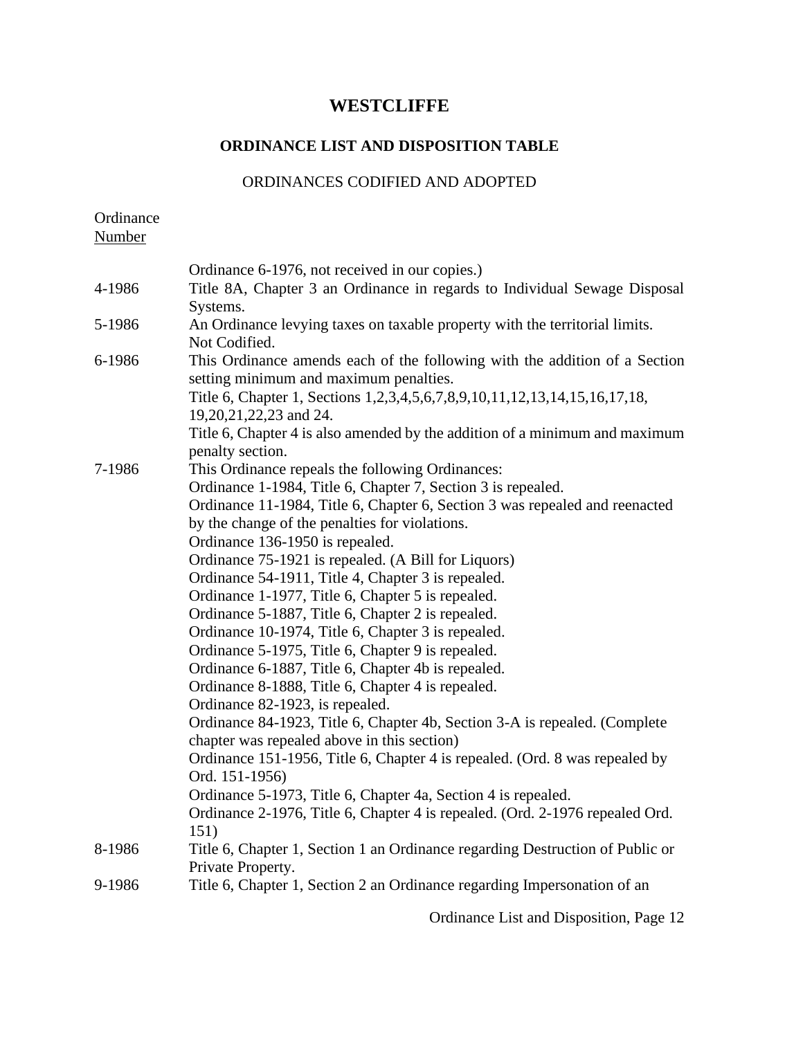# WESTCLIFFE

## ORDINANCE LIST AND DISPOSITION TABLE

### ORDINANCES CODIFIED AND ADOPTED

| Ordinance Number | |
|---|---|
| | Ordinance 6-1976, not received in our copies.) |
| 4-1986 | Title 8A, Chapter 3 an Ordinance in regards to Individual Sewage Disposal Systems. |
| 5-1986 | An Ordinance levying taxes on taxable property with the territorial limits. Not Codified. |
| 6-1986 | This Ordinance amends each of the following with the addition of a Section setting minimum and maximum penalties.<br>Title 6, Chapter 1, Sections 1,2,3,4,5,6,7,8,9,10,11,12,13,14,15,16,17,18, 19,20,21,22,23 and 24.<br>Title 6, Chapter 4 is also amended by the addition of a minimum and maximum penalty section. |
| 7-1986 | This Ordinance repeals the following Ordinances:<br>Ordinance 1-1984, Title 6, Chapter 7, Section 3 is repealed.<br>Ordinance 11-1984, Title 6, Chapter 6, Section 3 was repealed and reenacted by the change of the penalties for violations.<br>Ordinance 136-1950 is repealed.<br>Ordinance 75-1921 is repealed. (A Bill for Liquors)<br>Ordinance 54-1911, Title 4, Chapter 3 is repealed.<br>Ordinance 1-1977, Title 6, Chapter 5 is repealed.<br>Ordinance 5-1887, Title 6, Chapter 2 is repealed.<br>Ordinance 10-1974, Title 6, Chapter 3 is repealed.<br>Ordinance 5-1975, Title 6, Chapter 9 is repealed.<br>Ordinance 6-1887, Title 6, Chapter 4b is repealed.<br>Ordinance 8-1888, Title 6, Chapter 4 is repealed.<br>Ordinance 82-1923, is repealed.<br>Ordinance 84-1923, Title 6, Chapter 4b, Section 3-A is repealed. (Complete chapter was repealed above in this section)<br>Ordinance 151-1956, Title 6, Chapter 4 is repealed. (Ord. 8 was repealed by Ord. 151-1956)<br>Ordinance 5-1973, Title 6, Chapter 4a, Section 4 is repealed.<br>Ordinance 2-1976, Title 6, Chapter 4 is repealed. (Ord. 2-1976 repealed Ord. 151) |
| 8-1986 | Title 6, Chapter 1, Section 1 an Ordinance regarding Destruction of Public or Private Property. |
| 9-1986 | Title 6, Chapter 1, Section 2 an Ordinance regarding Impersonation of an |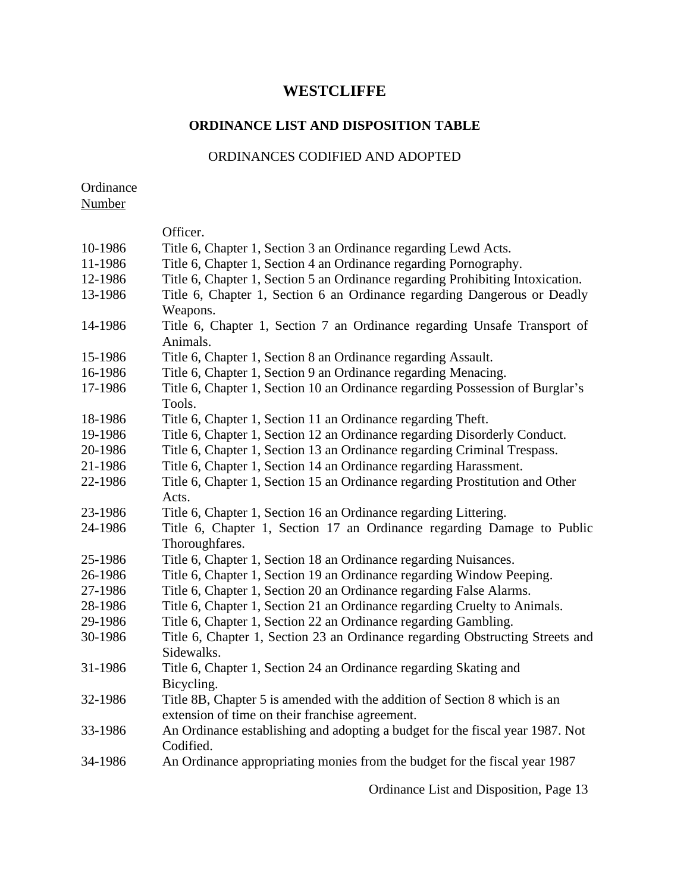# WESTCLIFFE

## ORDINANCE LIST AND DISPOSITION TABLE

### ORDINANCES CODIFIED AND ADOPTED

| Ordinance Number | |
|---|---|
| | Officer. |
| 10-1986 | Title 6, Chapter 1, Section 3 an Ordinance regarding Lewd Acts. |
| 11-1986 | Title 6, Chapter 1, Section 4 an Ordinance regarding Pornography. |
| 12-1986 | Title 6, Chapter 1, Section 5 an Ordinance regarding Prohibiting Intoxication. |
| 13-1986 | Title 6, Chapter 1, Section 6 an Ordinance regarding Dangerous or Deadly Weapons. |
| 14-1986 | Title 6, Chapter 1, Section 7 an Ordinance regarding Unsafe Transport of Animals. |
| 15-1986 | Title 6, Chapter 1, Section 8 an Ordinance regarding Assault. |
| 16-1986 | Title 6, Chapter 1, Section 9 an Ordinance regarding Menacing. |
| 17-1986 | Title 6, Chapter 1, Section 10 an Ordinance regarding Possession of Burglar's Tools. |
| 18-1986 | Title 6, Chapter 1, Section 11 an Ordinance regarding Theft. |
| 19-1986 | Title 6, Chapter 1, Section 12 an Ordinance regarding Disorderly Conduct. |
| 20-1986 | Title 6, Chapter 1, Section 13 an Ordinance regarding Criminal Trespass. |
| 21-1986 | Title 6, Chapter 1, Section 14 an Ordinance regarding Harassment. |
| 22-1986 | Title 6, Chapter 1, Section 15 an Ordinance regarding Prostitution and Other Acts. |
| 23-1986 | Title 6, Chapter 1, Section 16 an Ordinance regarding Littering. |
| 24-1986 | Title 6, Chapter 1, Section 17 an Ordinance regarding Damage to Public Thoroughfares. |
| 25-1986 | Title 6, Chapter 1, Section 18 an Ordinance regarding Nuisances. |
| 26-1986 | Title 6, Chapter 1, Section 19 an Ordinance regarding Window Peeping. |
| 27-1986 | Title 6, Chapter 1, Section 20 an Ordinance regarding False Alarms. |
| 28-1986 | Title 6, Chapter 1, Section 21 an Ordinance regarding Cruelty to Animals. |
| 29-1986 | Title 6, Chapter 1, Section 22 an Ordinance regarding Gambling. |
| 30-1986 | Title 6, Chapter 1, Section 23 an Ordinance regarding Obstructing Streets and Sidewalks. |
| 31-1986 | Title 6, Chapter 1, Section 24 an Ordinance regarding Skating and Bicycling. |
| 32-1986 | Title 8B, Chapter 5 is amended with the addition of Section 8 which is an extension of time on their franchise agreement. |
| 33-1986 | An Ordinance establishing and adopting a budget for the fiscal year 1987. Not Codified. |
| 34-1986 | An Ordinance appropriating monies from the budget for the fiscal year 1987 |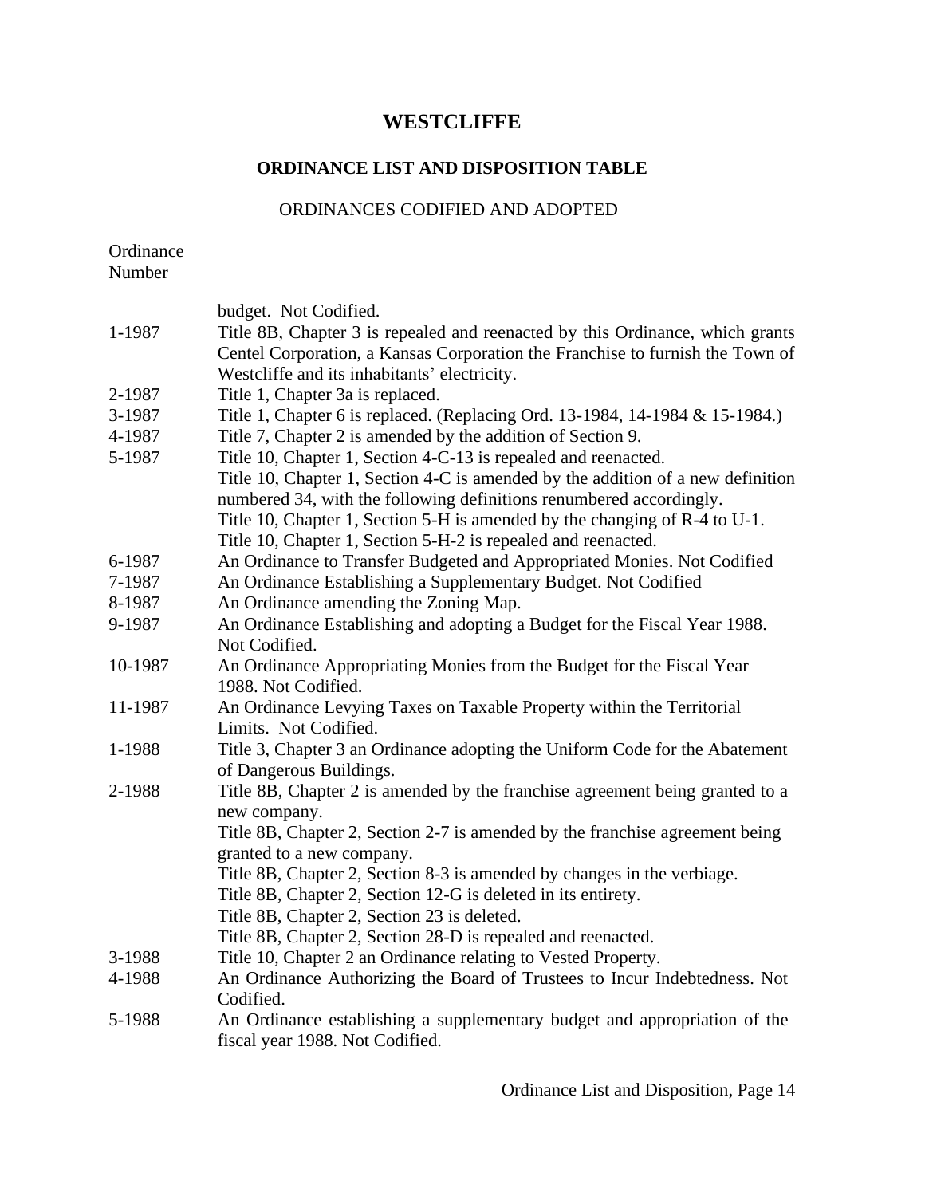# WESTCLIFFE

## ORDINANCE LIST AND DISPOSITION TABLE

ORDINANCES CODIFIED AND ADOPTED

| Ordinance Number | |
|---|---|
| | budget. Not Codified. |
| 1-1987 | Title 8B, Chapter 3 is repealed and reenacted by this Ordinance, which grants Centel Corporation, a Kansas Corporation the Franchise to furnish the Town of Westcliffe and its inhabitants' electricity. |
| 2-1987 | Title 1, Chapter 3a is replaced. |
| 3-1987 | Title 1, Chapter 6 is replaced. (Replacing Ord. 13-1984, 14-1984 & 15-1984.) |
| 4-1987 | Title 7, Chapter 2 is amended by the addition of Section 9. |
| 5-1987 | Title 10, Chapter 1, Section 4-C-13 is repealed and reenacted.<br>Title 10, Chapter 1, Section 4-C is amended by the addition of a new definition numbered 34, with the following definitions renumbered accordingly.<br>Title 10, Chapter 1, Section 5-H is amended by the changing of R-4 to U-1.<br>Title 10, Chapter 1, Section 5-H-2 is repealed and reenacted. |
| 6-1987 | An Ordinance to Transfer Budgeted and Appropriated Monies. Not Codified |
| 7-1987 | An Ordinance Establishing a Supplementary Budget. Not Codified |
| 8-1987 | An Ordinance amending the Zoning Map. |
| 9-1987 | An Ordinance Establishing and adopting a Budget for the Fiscal Year 1988. Not Codified. |
| 10-1987 | An Ordinance Appropriating Monies from the Budget for the Fiscal Year 1988. Not Codified. |
| 11-1987 | An Ordinance Levying Taxes on Taxable Property within the Territorial Limits. Not Codified. |
| 1-1988 | Title 3, Chapter 3 an Ordinance adopting the Uniform Code for the Abatement of Dangerous Buildings. |
| 2-1988 | Title 8B, Chapter 2 is amended by the franchise agreement being granted to a new company.<br>Title 8B, Chapter 2, Section 2-7 is amended by the franchise agreement being granted to a new company.<br>Title 8B, Chapter 2, Section 8-3 is amended by changes in the verbiage.<br>Title 8B, Chapter 2, Section 12-G is deleted in its entirety.<br>Title 8B, Chapter 2, Section 23 is deleted.<br>Title 8B, Chapter 2, Section 28-D is repealed and reenacted. |
| 3-1988 | Title 10, Chapter 2 an Ordinance relating to Vested Property. |
| 4-1988 | An Ordinance Authorizing the Board of Trustees to Incur Indebtedness. Not Codified. |
| 5-1988 | An Ordinance establishing a supplementary budget and appropriation of the fiscal year 1988. Not Codified. |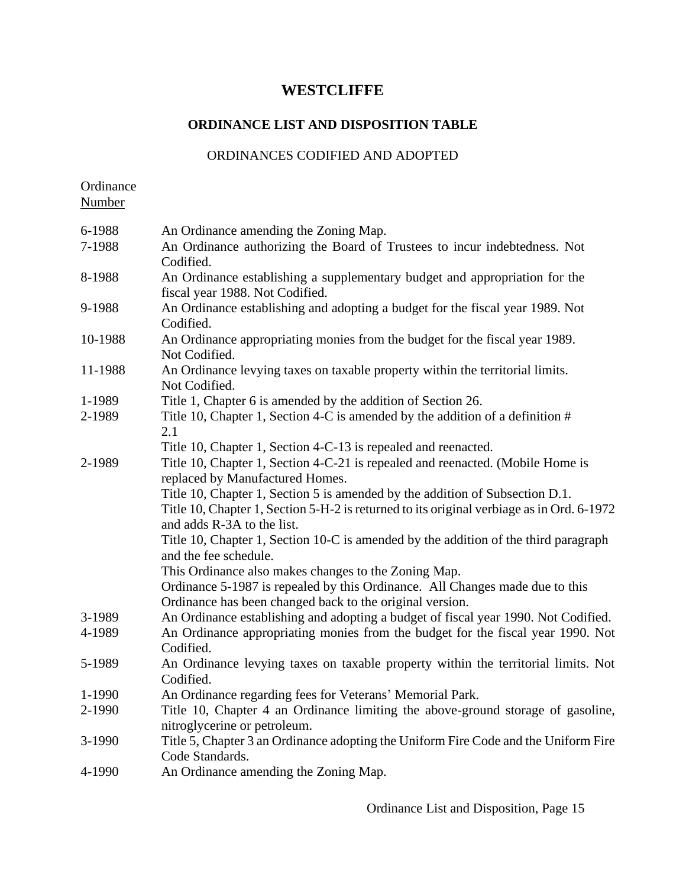# WESTCLIFFE

## ORDINANCE LIST AND DISPOSITION TABLE

### ORDINANCES CODIFIED AND ADOPTED

| Ordinance Number | |
|---|---|
| 6-1988 | An Ordinance amending the Zoning Map. |
| 7-1988 | An Ordinance authorizing the Board of Trustees to incur indebtedness. Not Codified. |
| 8-1988 | An Ordinance establishing a supplementary budget and appropriation for the fiscal year 1988. Not Codified. |
| 9-1988 | An Ordinance establishing and adopting a budget for the fiscal year 1989. Not Codified. |
| 10-1988 | An Ordinance appropriating monies from the budget for the fiscal year 1989. Not Codified. |
| 11-1988 | An Ordinance levying taxes on taxable property within the territorial limits. Not Codified. |
| 1-1989 | Title 1, Chapter 6 is amended by the addition of Section 26. |
| 2-1989 | Title 10, Chapter 1, Section 4-C is amended by the addition of a definition # 2.1 |
| | Title 10, Chapter 1, Section 4-C-13 is repealed and reenacted. |
| 2-1989 | Title 10, Chapter 1, Section 4-C-21 is repealed and reenacted. (Mobile Home is replaced by Manufactured Homes. |
| | Title 10, Chapter 1, Section 5 is amended by the addition of Subsection D.1. |
| | Title 10, Chapter 1, Section 5-H-2 is returned to its original verbiage as in Ord. 6-1972 and adds R-3A to the list. |
| | Title 10, Chapter 1, Section 10-C is amended by the addition of the third paragraph and the fee schedule. |
| | This Ordinance also makes changes to the Zoning Map. |
| | Ordinance 5-1987 is repealed by this Ordinance. All Changes made due to this Ordinance has been changed back to the original version. |
| 3-1989 | An Ordinance establishing and adopting a budget of fiscal year 1990. Not Codified. |
| 4-1989 | An Ordinance appropriating monies from the budget for the fiscal year 1990. Not Codified. |
| 5-1989 | An Ordinance levying taxes on taxable property within the territorial limits. Not Codified. |
| 1-1990 | An Ordinance regarding fees for Veterans' Memorial Park. |
| 2-1990 | Title 10, Chapter 4 an Ordinance limiting the above-ground storage of gasoline, nitroglycerine or petroleum. |
| 3-1990 | Title 5, Chapter 3 an Ordinance adopting the Uniform Fire Code and the Uniform Fire Code Standards. |
| 4-1990 | An Ordinance amending the Zoning Map. |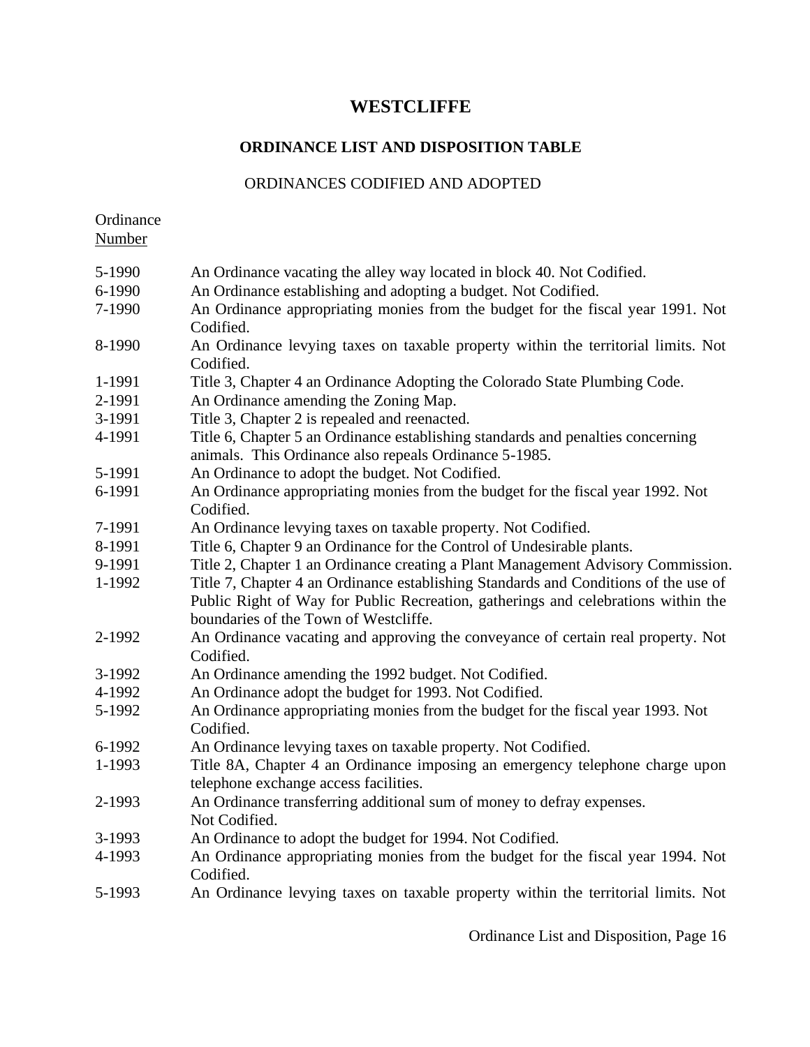# WESTCLIFFE

## ORDINANCE LIST AND DISPOSITION TABLE

### ORDINANCES CODIFIED AND ADOPTED

| Ordinance Number | |
|---|---|
| 5-1990 | An Ordinance vacating the alley way located in block 40. Not Codified. |
| 6-1990 | An Ordinance establishing and adopting a budget. Not Codified. |
| 7-1990 | An Ordinance appropriating monies from the budget for the fiscal year 1991. Not Codified. |
| 8-1990 | An Ordinance levying taxes on taxable property within the territorial limits. Not Codified. |
| 1-1991 | Title 3, Chapter 4 an Ordinance Adopting the Colorado State Plumbing Code. |
| 2-1991 | An Ordinance amending the Zoning Map. |
| 3-1991 | Title 3, Chapter 2 is repealed and reenacted. |
| 4-1991 | Title 6, Chapter 5 an Ordinance establishing standards and penalties concerning animals. This Ordinance also repeals Ordinance 5-1985. |
| 5-1991 | An Ordinance to adopt the budget. Not Codified. |
| 6-1991 | An Ordinance appropriating monies from the budget for the fiscal year 1992. Not Codified. |
| 7-1991 | An Ordinance levying taxes on taxable property. Not Codified. |
| 8-1991 | Title 6, Chapter 9 an Ordinance for the Control of Undesirable plants. |
| 9-1991 | Title 2, Chapter 1 an Ordinance creating a Plant Management Advisory Commission. |
| 1-1992 | Title 7, Chapter 4 an Ordinance establishing Standards and Conditions of the use of Public Right of Way for Public Recreation, gatherings and celebrations within the boundaries of the Town of Westcliffe. |
| 2-1992 | An Ordinance vacating and approving the conveyance of certain real property. Not Codified. |
| 3-1992 | An Ordinance amending the 1992 budget. Not Codified. |
| 4-1992 | An Ordinance adopt the budget for 1993. Not Codified. |
| 5-1992 | An Ordinance appropriating monies from the budget for the fiscal year 1993. Not Codified. |
| 6-1992 | An Ordinance levying taxes on taxable property. Not Codified. |
| 1-1993 | Title 8A, Chapter 4 an Ordinance imposing an emergency telephone charge upon telephone exchange access facilities. |
| 2-1993 | An Ordinance transferring additional sum of money to defray expenses. Not Codified. |
| 3-1993 | An Ordinance to adopt the budget for 1994. Not Codified. |
| 4-1993 | An Ordinance appropriating monies from the budget for the fiscal year 1994. Not Codified. |
| 5-1993 | An Ordinance levying taxes on taxable property within the territorial limits. Not |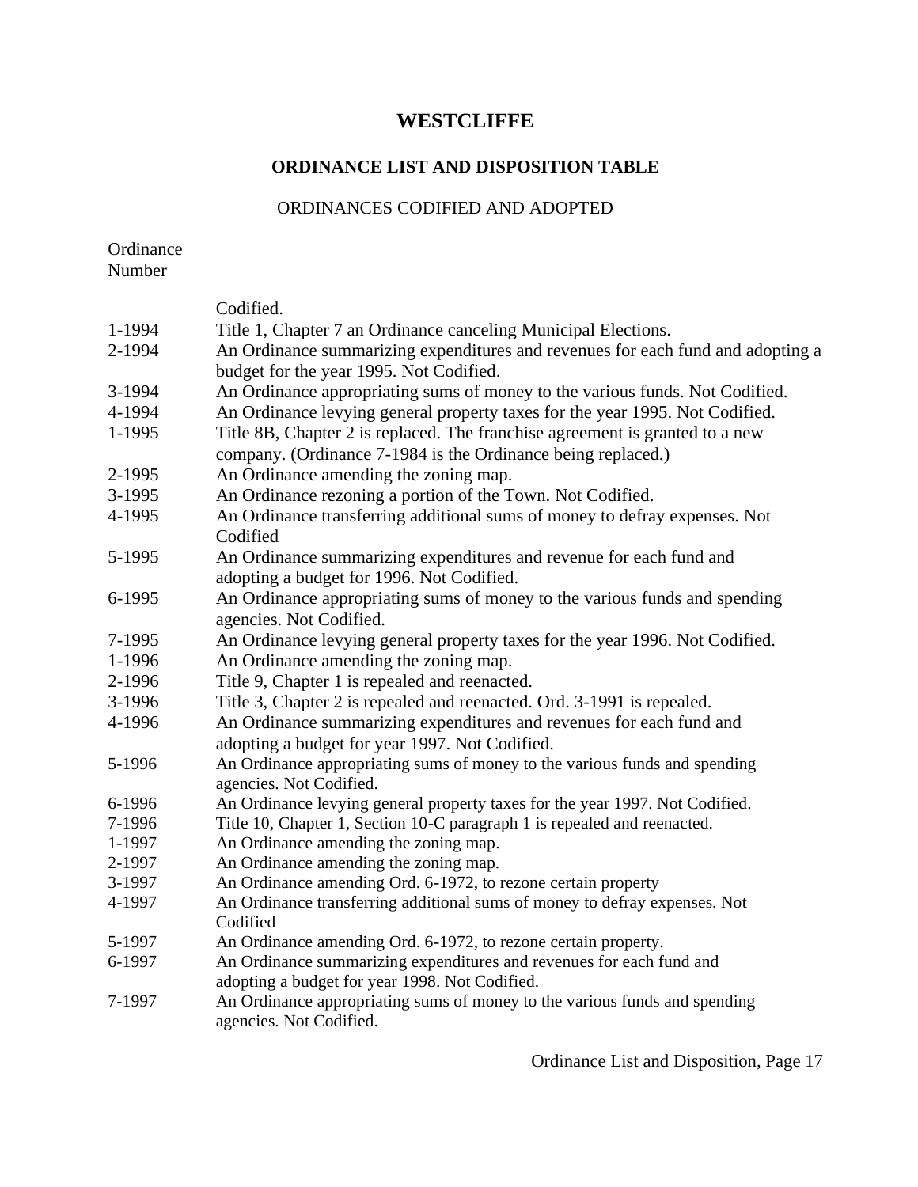# WESTCLIFFE

## ORDINANCE LIST AND DISPOSITION TABLE

ORDINANCES CODIFIED AND ADOPTED

| Ordinance Number | |
|---|---|
| | Codified. |
| 1-1994 | Title 1, Chapter 7 an Ordinance canceling Municipal Elections. |
| 2-1994 | An Ordinance summarizing expenditures and revenues for each fund and adopting a budget for the year 1995. Not Codified. |
| 3-1994 | An Ordinance appropriating sums of money to the various funds. Not Codified. |
| 4-1994 | An Ordinance levying general property taxes for the year 1995. Not Codified. |
| 1-1995 | Title 8B, Chapter 2 is replaced. The franchise agreement is granted to a new company. (Ordinance 7-1984 is the Ordinance being replaced.) |
| 2-1995 | An Ordinance amending the zoning map. |
| 3-1995 | An Ordinance rezoning a portion of the Town. Not Codified. |
| 4-1995 | An Ordinance transferring additional sums of money to defray expenses. Not Codified |
| 5-1995 | An Ordinance summarizing expenditures and revenue for each fund and adopting a budget for 1996. Not Codified. |
| 6-1995 | An Ordinance appropriating sums of money to the various funds and spending agencies. Not Codified. |
| 7-1995 | An Ordinance levying general property taxes for the year 1996. Not Codified. |
| 1-1996 | An Ordinance amending the zoning map. |
| 2-1996 | Title 9, Chapter 1 is repealed and reenacted. |
| 3-1996 | Title 3, Chapter 2 is repealed and reenacted. Ord. 3-1991 is repealed. |
| 4-1996 | An Ordinance summarizing expenditures and revenues for each fund and adopting a budget for year 1997. Not Codified. |
| 5-1996 | An Ordinance appropriating sums of money to the various funds and spending agencies. Not Codified. |
| 6-1996 | An Ordinance levying general property taxes for the year 1997. Not Codified. |
| 7-1996 | Title 10, Chapter 1, Section 10-C paragraph 1 is repealed and reenacted. |
| 1-1997 | An Ordinance amending the zoning map. |
| 2-1997 | An Ordinance amending the zoning map. |
| 3-1997 | An Ordinance amending Ord. 6-1972, to rezone certain property |
| 4-1997 | An Ordinance transferring additional sums of money to defray expenses. Not Codified |
| 5-1997 | An Ordinance amending Ord. 6-1972, to rezone certain property. |
| 6-1997 | An Ordinance summarizing expenditures and revenues for each fund and adopting a budget for year 1998. Not Codified. |
| 7-1997 | An Ordinance appropriating sums of money to the various funds and spending agencies. Not Codified. |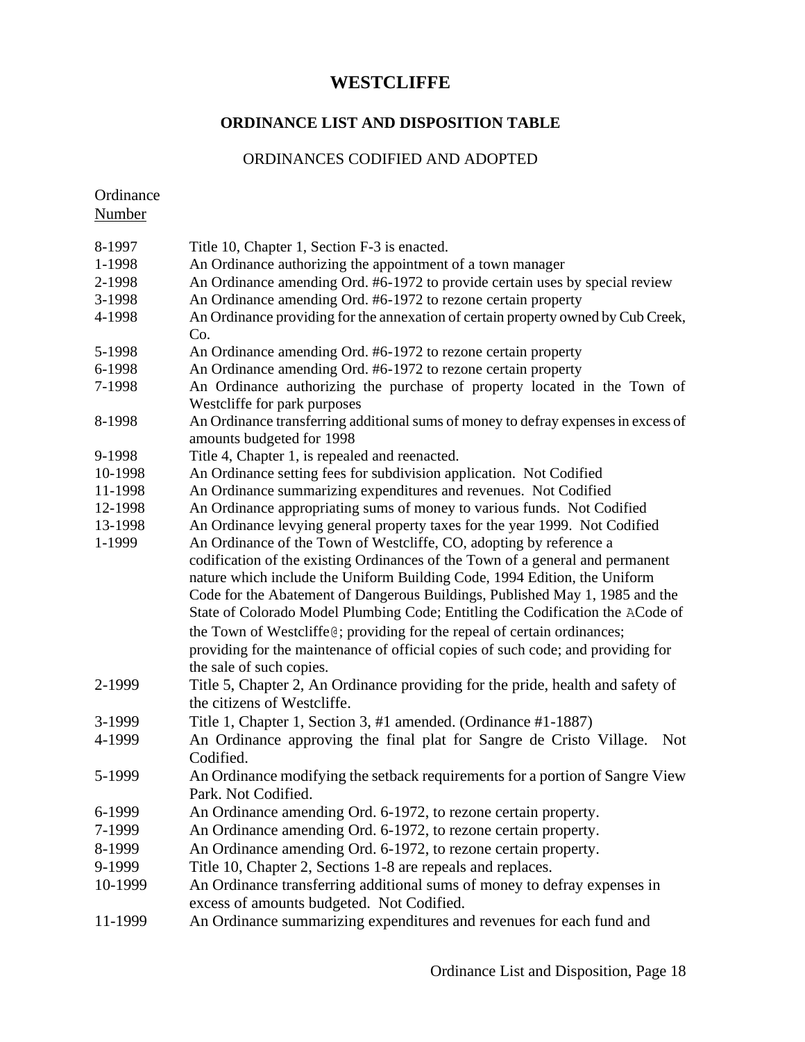# WESTCLIFFE

## ORDINANCE LIST AND DISPOSITION TABLE

ORDINANCES CODIFIED AND ADOPTED

| Ordinance Number | |
|---|---|
| 8-1997 | Title 10, Chapter 1, Section F-3 is enacted. |
| 1-1998 | An Ordinance authorizing the appointment of a town manager |
| 2-1998 | An Ordinance amending Ord. #6-1972 to provide certain uses by special review |
| 3-1998 | An Ordinance amending Ord. #6-1972 to rezone certain property |
| 4-1998 | An Ordinance providing for the annexation of certain property owned by Cub Creek, Co. |
| 5-1998 | An Ordinance amending Ord. #6-1972 to rezone certain property |
| 6-1998 | An Ordinance amending Ord. #6-1972 to rezone certain property |
| 7-1998 | An Ordinance authorizing the purchase of property located in the Town of Westcliffe for park purposes |
| 8-1998 | An Ordinance transferring additional sums of money to defray expenses in excess of amounts budgeted for 1998 |
| 9-1998 | Title 4, Chapter 1, is repealed and reenacted. |
| 10-1998 | An Ordinance setting fees for subdivision application. Not Codified |
| 11-1998 | An Ordinance summarizing expenditures and revenues. Not Codified |
| 12-1998 | An Ordinance appropriating sums of money to various funds. Not Codified |
| 13-1998 | An Ordinance levying general property taxes for the year 1999. Not Codified |
| 1-1999 | An Ordinance of the Town of Westcliffe, CO, adopting by reference a codification of the existing Ordinances of the Town of a general and permanent nature which include the Uniform Building Code, 1994 Edition, the Uniform Code for the Abatement of Dangerous Buildings, Published May 1, 1985 and the State of Colorado Model Plumbing Code; Entitling the Codification the ACode of the Town of Westcliffe@; providing for the repeal of certain ordinances; providing for the maintenance of official copies of such code; and providing for the sale of such copies. |
| 2-1999 | Title 5, Chapter 2, An Ordinance providing for the pride, health and safety of the citizens of Westcliffe. |
| 3-1999 | Title 1, Chapter 1, Section 3, #1 amended. (Ordinance #1-1887) |
| 4-1999 | An Ordinance approving the final plat for Sangre de Cristo Village. Not Codified. |
| 5-1999 | An Ordinance modifying the setback requirements for a portion of Sangre View Park. Not Codified. |
| 6-1999 | An Ordinance amending Ord. 6-1972, to rezone certain property. |
| 7-1999 | An Ordinance amending Ord. 6-1972, to rezone certain property. |
| 8-1999 | An Ordinance amending Ord. 6-1972, to rezone certain property. |
| 9-1999 | Title 10, Chapter 2, Sections 1-8 are repeals and replaces. |
| 10-1999 | An Ordinance transferring additional sums of money to defray expenses in excess of amounts budgeted. Not Codified. |
| 11-1999 | An Ordinance summarizing expenditures and revenues for each fund and |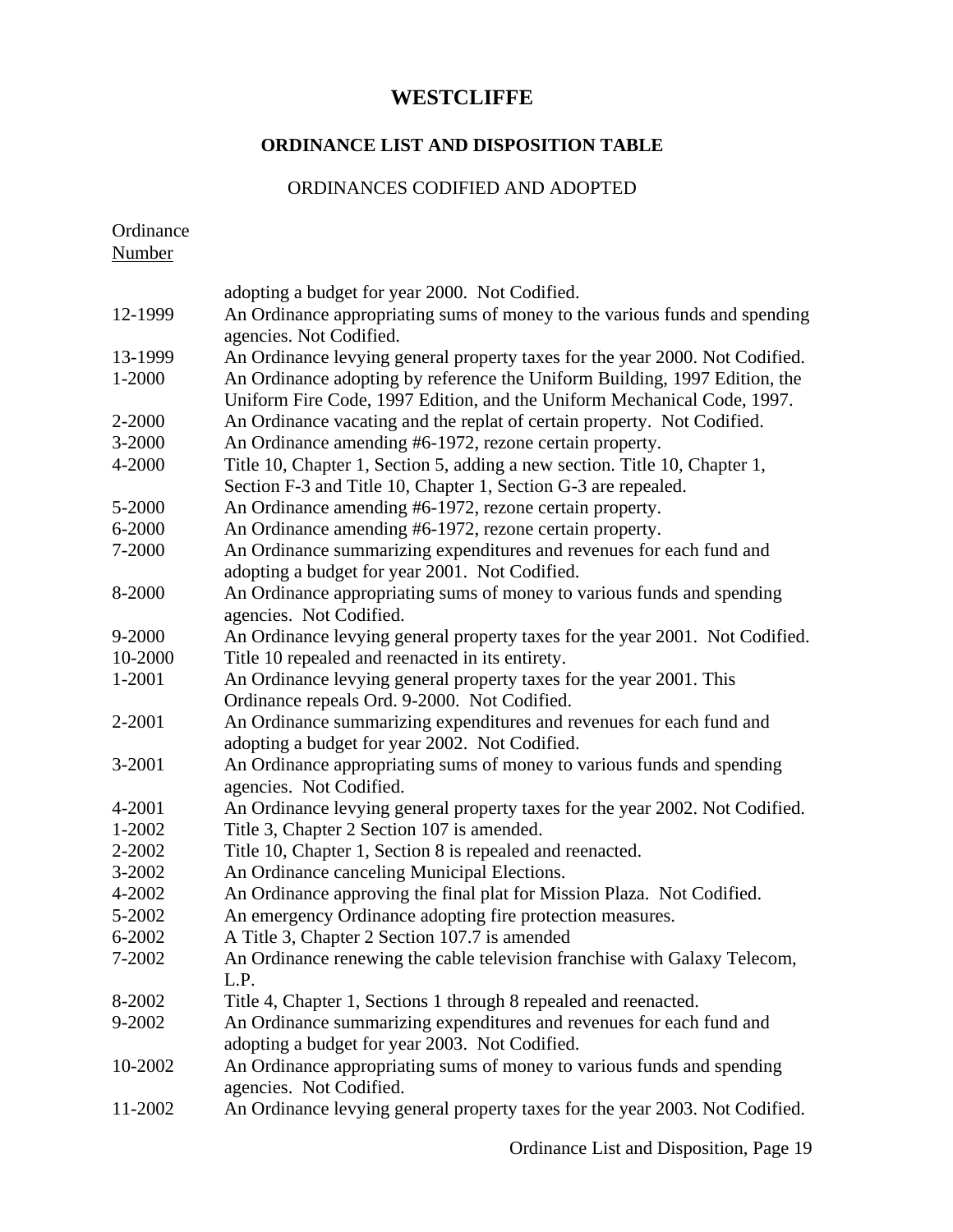# WESTCLIFFE

## ORDINANCE LIST AND DISPOSITION TABLE

ORDINANCES CODIFIED AND ADOPTED

| Ordinance Number | |
|---|---|
| | adopting a budget for year 2000. Not Codified. |
| 12-1999 | An Ordinance appropriating sums of money to the various funds and spending agencies. Not Codified. |
| 13-1999 | An Ordinance levying general property taxes for the year 2000. Not Codified. |
| 1-2000 | An Ordinance adopting by reference the Uniform Building, 1997 Edition, the Uniform Fire Code, 1997 Edition, and the Uniform Mechanical Code, 1997. |
| 2-2000 | An Ordinance vacating and the replat of certain property. Not Codified. |
| 3-2000 | An Ordinance amending #6-1972, rezone certain property. |
| 4-2000 | Title 10, Chapter 1, Section 5, adding a new section. Title 10, Chapter 1, Section F-3 and Title 10, Chapter 1, Section G-3 are repealed. |
| 5-2000 | An Ordinance amending #6-1972, rezone certain property. |
| 6-2000 | An Ordinance amending #6-1972, rezone certain property. |
| 7-2000 | An Ordinance summarizing expenditures and revenues for each fund and adopting a budget for year 2001. Not Codified. |
| 8-2000 | An Ordinance appropriating sums of money to various funds and spending agencies. Not Codified. |
| 9-2000 | An Ordinance levying general property taxes for the year 2001. Not Codified. |
| 10-2000 | Title 10 repealed and reenacted in its entirety. |
| 1-2001 | An Ordinance levying general property taxes for the year 2001. This Ordinance repeals Ord. 9-2000. Not Codified. |
| 2-2001 | An Ordinance summarizing expenditures and revenues for each fund and adopting a budget for year 2002. Not Codified. |
| 3-2001 | An Ordinance appropriating sums of money to various funds and spending agencies. Not Codified. |
| 4-2001 | An Ordinance levying general property taxes for the year 2002. Not Codified. |
| 1-2002 | Title 3, Chapter 2 Section 107 is amended. |
| 2-2002 | Title 10, Chapter 1, Section 8 is repealed and reenacted. |
| 3-2002 | An Ordinance canceling Municipal Elections. |
| 4-2002 | An Ordinance approving the final plat for Mission Plaza. Not Codified. |
| 5-2002 | An emergency Ordinance adopting fire protection measures. |
| 6-2002 | A Title 3, Chapter 2 Section 107.7 is amended |
| 7-2002 | An Ordinance renewing the cable television franchise with Galaxy Telecom, L.P. |
| 8-2002 | Title 4, Chapter 1, Sections 1 through 8 repealed and reenacted. |
| 9-2002 | An Ordinance summarizing expenditures and revenues for each fund and adopting a budget for year 2003. Not Codified. |
| 10-2002 | An Ordinance appropriating sums of money to various funds and spending agencies. Not Codified. |
| 11-2002 | An Ordinance levying general property taxes for the year 2003. Not Codified. |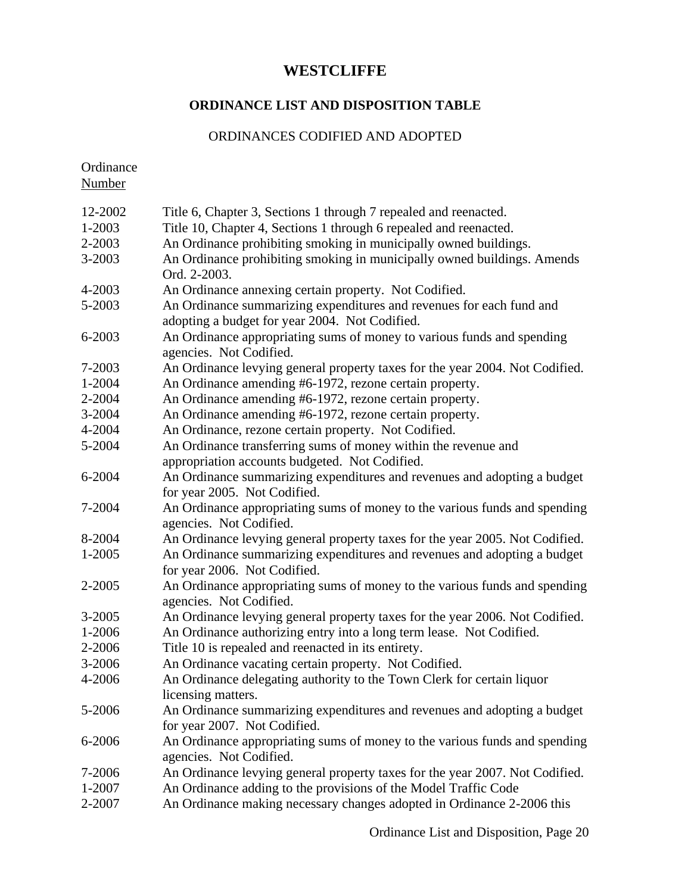# WESTCLIFFE

## ORDINANCE LIST AND DISPOSITION TABLE

### ORDINANCES CODIFIED AND ADOPTED

| Ordinance Number | |
|---|---|
| 12-2002 | Title 6, Chapter 3, Sections 1 through 7 repealed and reenacted. |
| 1-2003 | Title 10, Chapter 4, Sections 1 through 6 repealed and reenacted. |
| 2-2003 | An Ordinance prohibiting smoking in municipally owned buildings. |
| 3-2003 | An Ordinance prohibiting smoking in municipally owned buildings. Amends Ord. 2-2003. |
| 4-2003 | An Ordinance annexing certain property. Not Codified. |
| 5-2003 | An Ordinance summarizing expenditures and revenues for each fund and adopting a budget for year 2004. Not Codified. |
| 6-2003 | An Ordinance appropriating sums of money to various funds and spending agencies. Not Codified. |
| 7-2003 | An Ordinance levying general property taxes for the year 2004. Not Codified. |
| 1-2004 | An Ordinance amending #6-1972, rezone certain property. |
| 2-2004 | An Ordinance amending #6-1972, rezone certain property. |
| 3-2004 | An Ordinance amending #6-1972, rezone certain property. |
| 4-2004 | An Ordinance, rezone certain property. Not Codified. |
| 5-2004 | An Ordinance transferring sums of money within the revenue and appropriation accounts budgeted. Not Codified. |
| 6-2004 | An Ordinance summarizing expenditures and revenues and adopting a budget for year 2005. Not Codified. |
| 7-2004 | An Ordinance appropriating sums of money to the various funds and spending agencies. Not Codified. |
| 8-2004 | An Ordinance levying general property taxes for the year 2005. Not Codified. |
| 1-2005 | An Ordinance summarizing expenditures and revenues and adopting a budget for year 2006. Not Codified. |
| 2-2005 | An Ordinance appropriating sums of money to the various funds and spending agencies. Not Codified. |
| 3-2005 | An Ordinance levying general property taxes for the year 2006. Not Codified. |
| 1-2006 | An Ordinance authorizing entry into a long term lease. Not Codified. |
| 2-2006 | Title 10 is repealed and reenacted in its entirety. |
| 3-2006 | An Ordinance vacating certain property. Not Codified. |
| 4-2006 | An Ordinance delegating authority to the Town Clerk for certain liquor licensing matters. |
| 5-2006 | An Ordinance summarizing expenditures and revenues and adopting a budget for year 2007. Not Codified. |
| 6-2006 | An Ordinance appropriating sums of money to the various funds and spending agencies. Not Codified. |
| 7-2006 | An Ordinance levying general property taxes for the year 2007. Not Codified. |
| 1-2007 | An Ordinance adding to the provisions of the Model Traffic Code |
| 2-2007 | An Ordinance making necessary changes adopted in Ordinance 2-2006 this |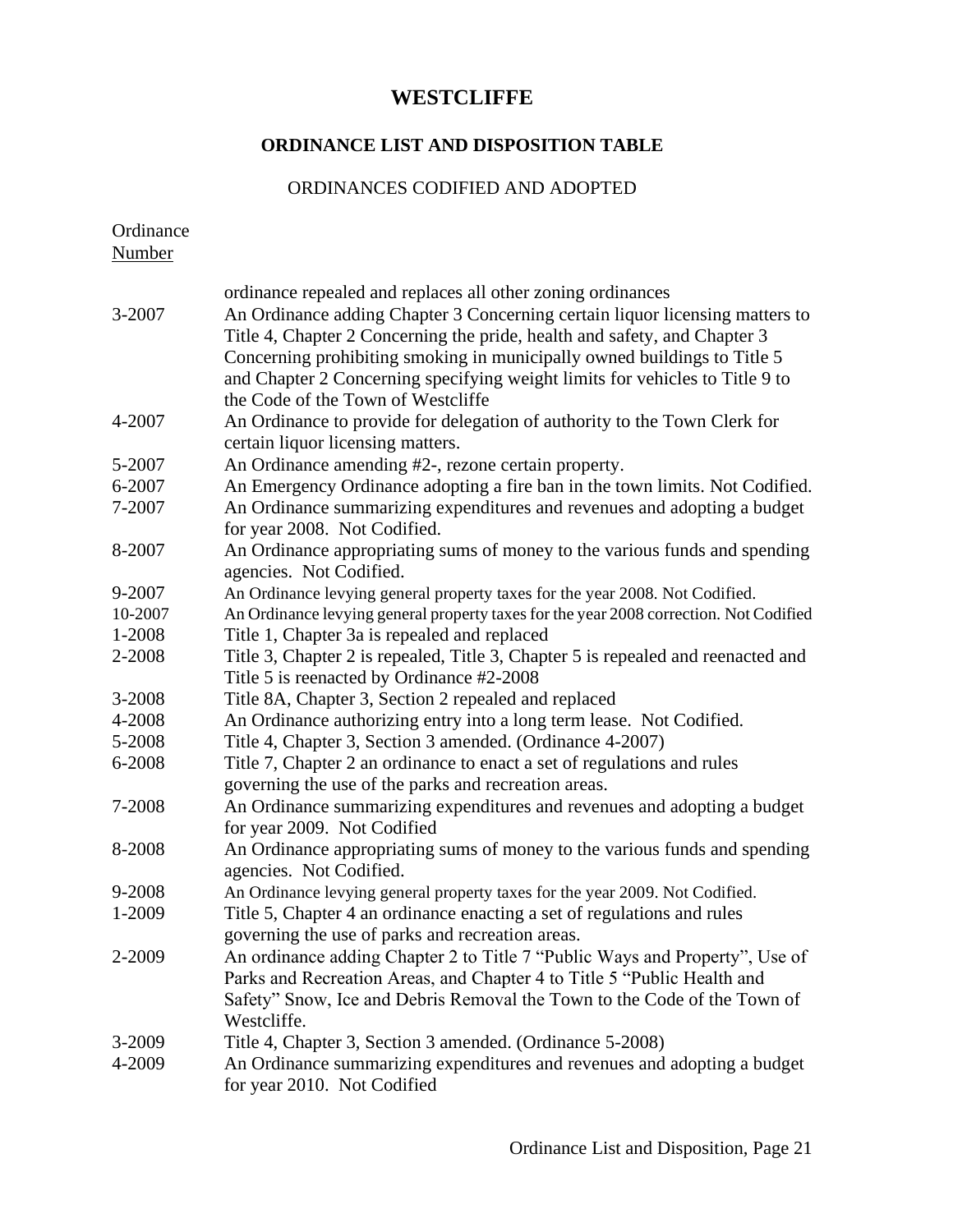# WESTCLIFFE

## ORDINANCE LIST AND DISPOSITION TABLE

ORDINANCES CODIFIED AND ADOPTED

| Ordinance Number | |
|---|---|
| | ordinance repealed and replaces all other zoning ordinances |
| 3-2007 | An Ordinance adding Chapter 3 Concerning certain liquor licensing matters to Title 4, Chapter 2 Concerning the pride, health and safety, and Chapter 3 Concerning prohibiting smoking in municipally owned buildings to Title 5 and Chapter 2 Concerning specifying weight limits for vehicles to Title 9 to the Code of the Town of Westcliffe |
| 4-2007 | An Ordinance to provide for delegation of authority to the Town Clerk for certain liquor licensing matters. |
| 5-2007 | An Ordinance amending #2-, rezone certain property. |
| 6-2007 | An Emergency Ordinance adopting a fire ban in the town limits. Not Codified. |
| 7-2007 | An Ordinance summarizing expenditures and revenues and adopting a budget for year 2008. Not Codified. |
| 8-2007 | An Ordinance appropriating sums of money to the various funds and spending agencies. Not Codified. |
| 9-2007 | An Ordinance levying general property taxes for the year 2008. Not Codified. |
| 10-2007 | An Ordinance levying general property taxes for the year 2008 correction. Not Codified |
| 1-2008 | Title 1, Chapter 3a is repealed and replaced |
| 2-2008 | Title 3, Chapter 2 is repealed, Title 3, Chapter 5 is repealed and reenacted and Title 5 is reenacted by Ordinance #2-2008 |
| 3-2008 | Title 8A, Chapter 3, Section 2 repealed and replaced |
| 4-2008 | An Ordinance authorizing entry into a long term lease. Not Codified. |
| 5-2008 | Title 4, Chapter 3, Section 3 amended. (Ordinance 4-2007) |
| 6-2008 | Title 7, Chapter 2 an ordinance to enact a set of regulations and rules governing the use of the parks and recreation areas. |
| 7-2008 | An Ordinance summarizing expenditures and revenues and adopting a budget for year 2009. Not Codified |
| 8-2008 | An Ordinance appropriating sums of money to the various funds and spending agencies. Not Codified. |
| 9-2008 | An Ordinance levying general property taxes for the year 2009. Not Codified. |
| 1-2009 | Title 5, Chapter 4 an ordinance enacting a set of regulations and rules governing the use of parks and recreation areas. |
| 2-2009 | An ordinance adding Chapter 2 to Title 7 "Public Ways and Property", Use of Parks and Recreation Areas, and Chapter 4 to Title 5 "Public Health and Safety" Snow, Ice and Debris Removal the Town to the Code of the Town of Westcliffe. |
| 3-2009 | Title 4, Chapter 3, Section 3 amended. (Ordinance 5-2008) |
| 4-2009 | An Ordinance summarizing expenditures and revenues and adopting a budget for year 2010. Not Codified |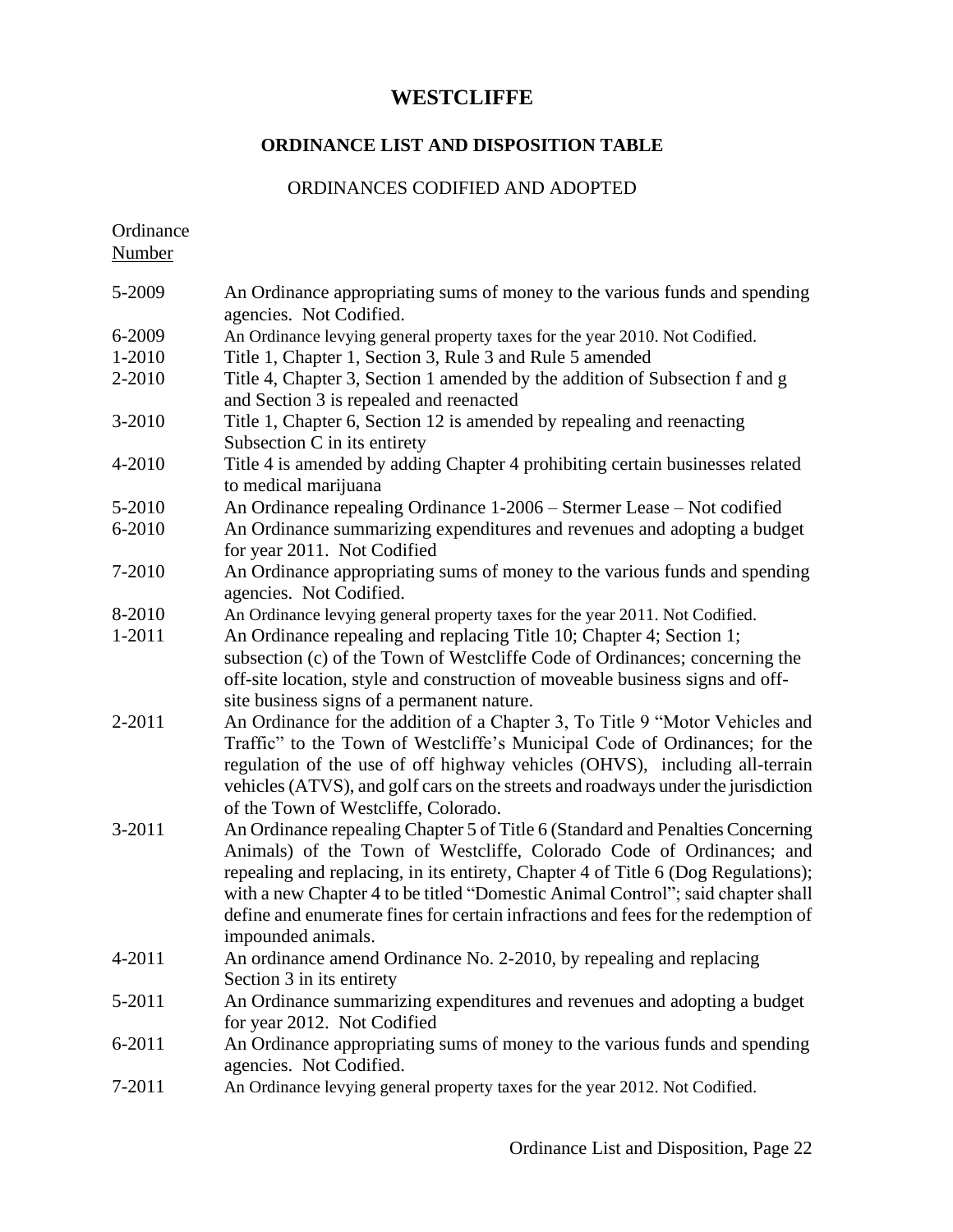# WESTCLIFFE

## ORDINANCE LIST AND DISPOSITION TABLE

### ORDINANCES CODIFIED AND ADOPTED

| Ordinance Number | |
|---|---|
| 5-2009 | An Ordinance appropriating sums of money to the various funds and spending agencies. Not Codified. |
| 6-2009 | An Ordinance levying general property taxes for the year 2010. Not Codified. |
| 1-2010 | Title 1, Chapter 1, Section 3, Rule 3 and Rule 5 amended |
| 2-2010 | Title 4, Chapter 3, Section 1 amended by the addition of Subsection f and g and Section 3 is repealed and reenacted |
| 3-2010 | Title 1, Chapter 6, Section 12 is amended by repealing and reenacting Subsection C in its entirety |
| 4-2010 | Title 4 is amended by adding Chapter 4 prohibiting certain businesses related to medical marijuana |
| 5-2010 | An Ordinance repealing Ordinance 1-2006 – Stermer Lease – Not codified |
| 6-2010 | An Ordinance summarizing expenditures and revenues and adopting a budget for year 2011. Not Codified |
| 7-2010 | An Ordinance appropriating sums of money to the various funds and spending agencies. Not Codified. |
| 8-2010 | An Ordinance levying general property taxes for the year 2011. Not Codified. |
| 1-2011 | An Ordinance repealing and replacing Title 10; Chapter 4; Section 1; subsection (c) of the Town of Westcliffe Code of Ordinances; concerning the off-site location, style and construction of moveable business signs and off-site business signs of a permanent nature. |
| 2-2011 | An Ordinance for the addition of a Chapter 3, To Title 9 "Motor Vehicles and Traffic" to the Town of Westcliffe's Municipal Code of Ordinances; for the regulation of the use of off highway vehicles (OHVS), including all-terrain vehicles (ATVS), and golf cars on the streets and roadways under the jurisdiction of the Town of Westcliffe, Colorado. |
| 3-2011 | An Ordinance repealing Chapter 5 of Title 6 (Standard and Penalties Concerning Animals) of the Town of Westcliffe, Colorado Code of Ordinances; and repealing and replacing, in its entirety, Chapter 4 of Title 6 (Dog Regulations); with a new Chapter 4 to be titled "Domestic Animal Control"; said chapter shall define and enumerate fines for certain infractions and fees for the redemption of impounded animals. |
| 4-2011 | An ordinance amend Ordinance No. 2-2010, by repealing and replacing Section 3 in its entirety |
| 5-2011 | An Ordinance summarizing expenditures and revenues and adopting a budget for year 2012. Not Codified |
| 6-2011 | An Ordinance appropriating sums of money to the various funds and spending agencies. Not Codified. |
| 7-2011 | An Ordinance levying general property taxes for the year 2012. Not Codified. |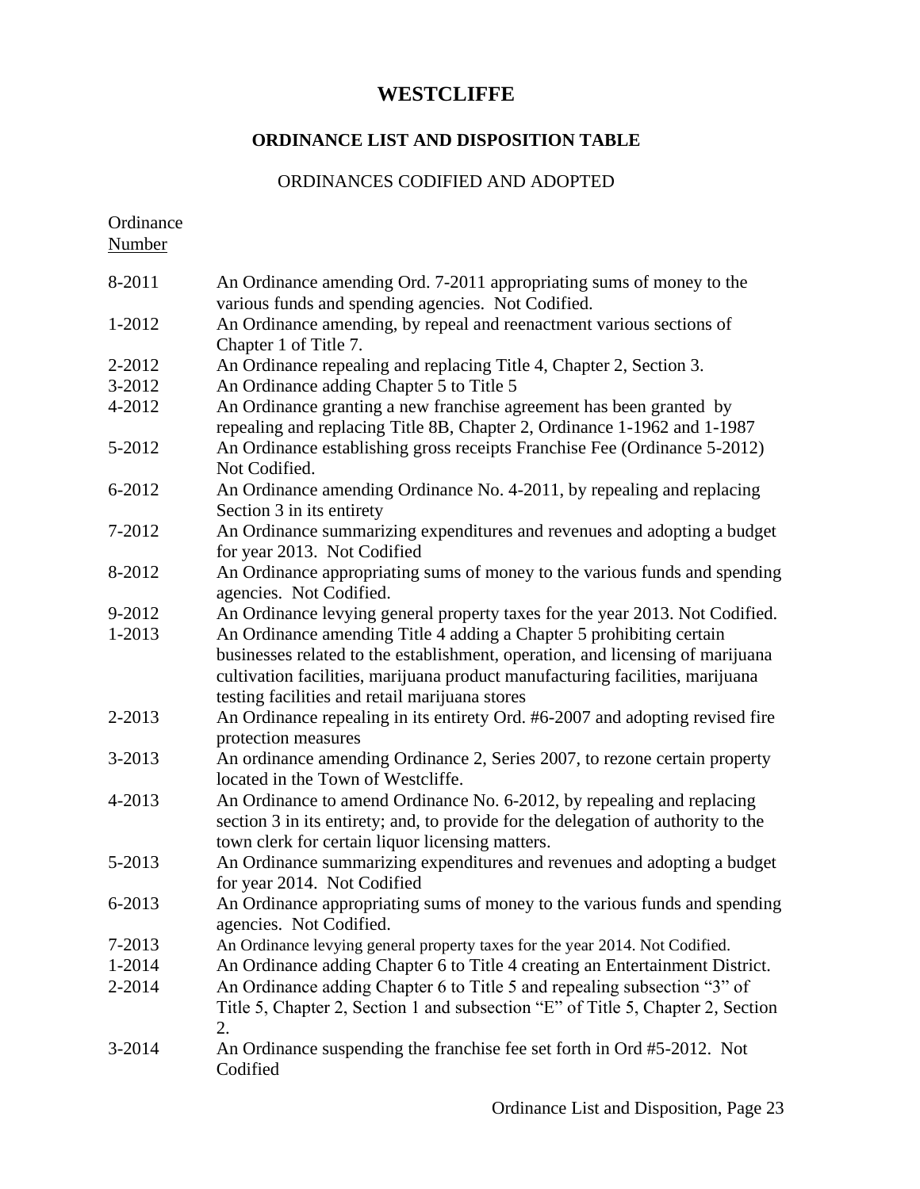# WESTCLIFFE

## ORDINANCE LIST AND DISPOSITION TABLE

ORDINANCES CODIFIED AND ADOPTED

| Ordinance Number | |
|---|---|
| 8-2011 | An Ordinance amending Ord. 7-2011 appropriating sums of money to the various funds and spending agencies. Not Codified. |
| 1-2012 | An Ordinance amending, by repeal and reenactment various sections of Chapter 1 of Title 7. |
| 2-2012 | An Ordinance repealing and replacing Title 4, Chapter 2, Section 3. |
| 3-2012 | An Ordinance adding Chapter 5 to Title 5 |
| 4-2012 | An Ordinance granting a new franchise agreement has been granted by repealing and replacing Title 8B, Chapter 2, Ordinance 1-1962 and 1-1987 |
| 5-2012 | An Ordinance establishing gross receipts Franchise Fee (Ordinance 5-2012) Not Codified. |
| 6-2012 | An Ordinance amending Ordinance No. 4-2011, by repealing and replacing Section 3 in its entirety |
| 7-2012 | An Ordinance summarizing expenditures and revenues and adopting a budget for year 2013. Not Codified |
| 8-2012 | An Ordinance appropriating sums of money to the various funds and spending agencies. Not Codified. |
| 9-2012 | An Ordinance levying general property taxes for the year 2013. Not Codified. |
| 1-2013 | An Ordinance amending Title 4 adding a Chapter 5 prohibiting certain businesses related to the establishment, operation, and licensing of marijuana cultivation facilities, marijuana product manufacturing facilities, marijuana testing facilities and retail marijuana stores |
| 2-2013 | An Ordinance repealing in its entirety Ord. #6-2007 and adopting revised fire protection measures |
| 3-2013 | An ordinance amending Ordinance 2, Series 2007, to rezone certain property located in the Town of Westcliffe. |
| 4-2013 | An Ordinance to amend Ordinance No. 6-2012, by repealing and replacing section 3 in its entirety; and, to provide for the delegation of authority to the town clerk for certain liquor licensing matters. |
| 5-2013 | An Ordinance summarizing expenditures and revenues and adopting a budget for year 2014. Not Codified |
| 6-2013 | An Ordinance appropriating sums of money to the various funds and spending agencies. Not Codified. |
| 7-2013 | An Ordinance levying general property taxes for the year 2014. Not Codified. |
| 1-2014 | An Ordinance adding Chapter 6 to Title 4 creating an Entertainment District. |
| 2-2014 | An Ordinance adding Chapter 6 to Title 5 and repealing subsection "3" of Title 5, Chapter 2, Section 1 and subsection "E" of Title 5, Chapter 2, Section 2. |
| 3-2014 | An Ordinance suspending the franchise fee set forth in Ord #5-2012. Not Codified |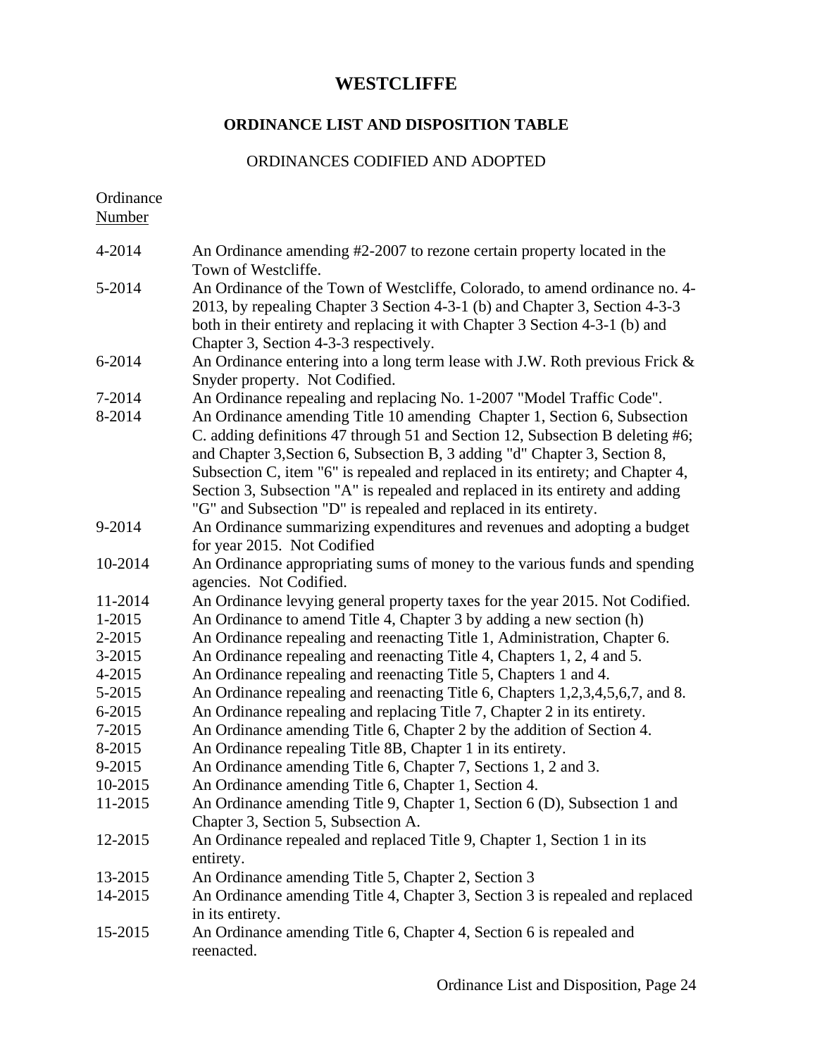# WESTCLIFFE

## ORDINANCE LIST AND DISPOSITION TABLE

### ORDINANCES CODIFIED AND ADOPTED

| Ordinance Number | |
|---|---|
| 4-2014 | An Ordinance amending #2-2007 to rezone certain property located in the Town of Westcliffe. |
| 5-2014 | An Ordinance of the Town of Westcliffe, Colorado, to amend ordinance no. 4-2013, by repealing Chapter 3 Section 4-3-1 (b) and Chapter 3, Section 4-3-3 both in their entirety and replacing it with Chapter 3 Section 4-3-1 (b) and Chapter 3, Section 4-3-3 respectively. |
| 6-2014 | An Ordinance entering into a long term lease with J.W. Roth previous Frick & Snyder property. Not Codified. |
| 7-2014 | An Ordinance repealing and replacing No. 1-2007 "Model Traffic Code". |
| 8-2014 | An Ordinance amending Title 10 amending Chapter 1, Section 6, Subsection C. adding definitions 47 through 51 and Section 12, Subsection B deleting #6; and Chapter 3,Section 6, Subsection B, 3 adding "d" Chapter 3, Section 8, Subsection C, item "6" is repealed and replaced in its entirety; and Chapter 4, Section 3, Subsection "A" is repealed and replaced in its entirety and adding "G" and Subsection "D" is repealed and replaced in its entirety. |
| 9-2014 | An Ordinance summarizing expenditures and revenues and adopting a budget for year 2015. Not Codified |
| 10-2014 | An Ordinance appropriating sums of money to the various funds and spending agencies. Not Codified. |
| 11-2014 | An Ordinance levying general property taxes for the year 2015. Not Codified. |
| 1-2015 | An Ordinance to amend Title 4, Chapter 3 by adding a new section (h) |
| 2-2015 | An Ordinance repealing and reenacting Title 1, Administration, Chapter 6. |
| 3-2015 | An Ordinance repealing and reenacting Title 4, Chapters 1, 2, 4 and 5. |
| 4-2015 | An Ordinance repealing and reenacting Title 5, Chapters 1 and 4. |
| 5-2015 | An Ordinance repealing and reenacting Title 6, Chapters 1,2,3,4,5,6,7, and 8. |
| 6-2015 | An Ordinance repealing and replacing Title 7, Chapter 2 in its entirety. |
| 7-2015 | An Ordinance amending Title 6, Chapter 2 by the addition of Section 4. |
| 8-2015 | An Ordinance repealing Title 8B, Chapter 1 in its entirety. |
| 9-2015 | An Ordinance amending Title 6, Chapter 7, Sections 1, 2 and 3. |
| 10-2015 | An Ordinance amending Title 6, Chapter 1, Section 4. |
| 11-2015 | An Ordinance amending Title 9, Chapter 1, Section 6 (D), Subsection 1 and Chapter 3, Section 5, Subsection A. |
| 12-2015 | An Ordinance repealed and replaced Title 9, Chapter 1, Section 1 in its entirety. |
| 13-2015 | An Ordinance amending Title 5, Chapter 2, Section 3 |
| 14-2015 | An Ordinance amending Title 4, Chapter 3, Section 3 is repealed and replaced in its entirety. |
| 15-2015 | An Ordinance amending Title 6, Chapter 4, Section 6 is repealed and reenacted. |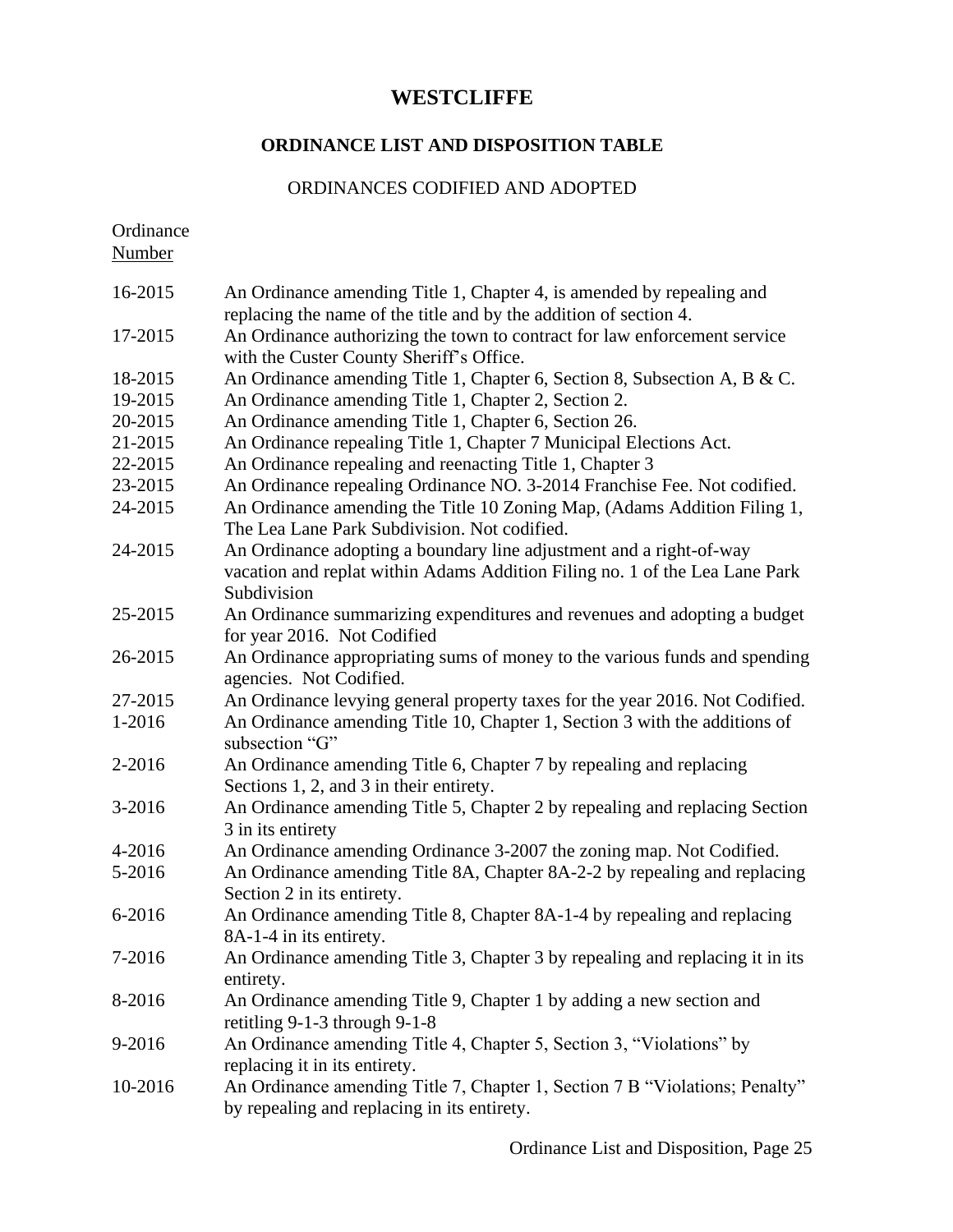# WESTCLIFFE

## ORDINANCE LIST AND DISPOSITION TABLE

### ORDINANCES CODIFIED AND ADOPTED

| Ordinance Number | |
|---|---|
| 16-2015 | An Ordinance amending Title 1, Chapter 4, is amended by repealing and replacing the name of the title and by the addition of section 4. |
| 17-2015 | An Ordinance authorizing the town to contract for law enforcement service with the Custer County Sheriff's Office. |
| 18-2015 | An Ordinance amending Title 1, Chapter 6, Section 8, Subsection A, B & C. |
| 19-2015 | An Ordinance amending Title 1, Chapter 2, Section 2. |
| 20-2015 | An Ordinance amending Title 1, Chapter 6, Section 26. |
| 21-2015 | An Ordinance repealing Title 1, Chapter 7 Municipal Elections Act. |
| 22-2015 | An Ordinance repealing and reenacting Title 1, Chapter 3 |
| 23-2015 | An Ordinance repealing Ordinance NO. 3-2014 Franchise Fee. Not codified. |
| 24-2015 | An Ordinance amending the Title 10 Zoning Map, (Adams Addition Filing 1, The Lea Lane Park Subdivision. Not codified. |
| 24-2015 | An Ordinance adopting a boundary line adjustment and a right-of-way vacation and replat within Adams Addition Filing no. 1 of the Lea Lane Park Subdivision |
| 25-2015 | An Ordinance summarizing expenditures and revenues and adopting a budget for year 2016. Not Codified |
| 26-2015 | An Ordinance appropriating sums of money to the various funds and spending agencies. Not Codified. |
| 27-2015 | An Ordinance levying general property taxes for the year 2016. Not Codified. |
| 1-2016 | An Ordinance amending Title 10, Chapter 1, Section 3 with the additions of subsection "G" |
| 2-2016 | An Ordinance amending Title 6, Chapter 7 by repealing and replacing Sections 1, 2, and 3 in their entirety. |
| 3-2016 | An Ordinance amending Title 5, Chapter 2 by repealing and replacing Section 3 in its entirety |
| 4-2016 | An Ordinance amending Ordinance 3-2007 the zoning map. Not Codified. |
| 5-2016 | An Ordinance amending Title 8A, Chapter 8A-2-2 by repealing and replacing Section 2 in its entirety. |
| 6-2016 | An Ordinance amending Title 8, Chapter 8A-1-4 by repealing and replacing 8A-1-4 in its entirety. |
| 7-2016 | An Ordinance amending Title 3, Chapter 3 by repealing and replacing it in its entirety. |
| 8-2016 | An Ordinance amending Title 9, Chapter 1 by adding a new section and retitling 9-1-3 through 9-1-8 |
| 9-2016 | An Ordinance amending Title 4, Chapter 5, Section 3, "Violations" by replacing it in its entirety. |
| 10-2016 | An Ordinance amending Title 7, Chapter 1, Section 7 B "Violations; Penalty" by repealing and replacing in its entirety. |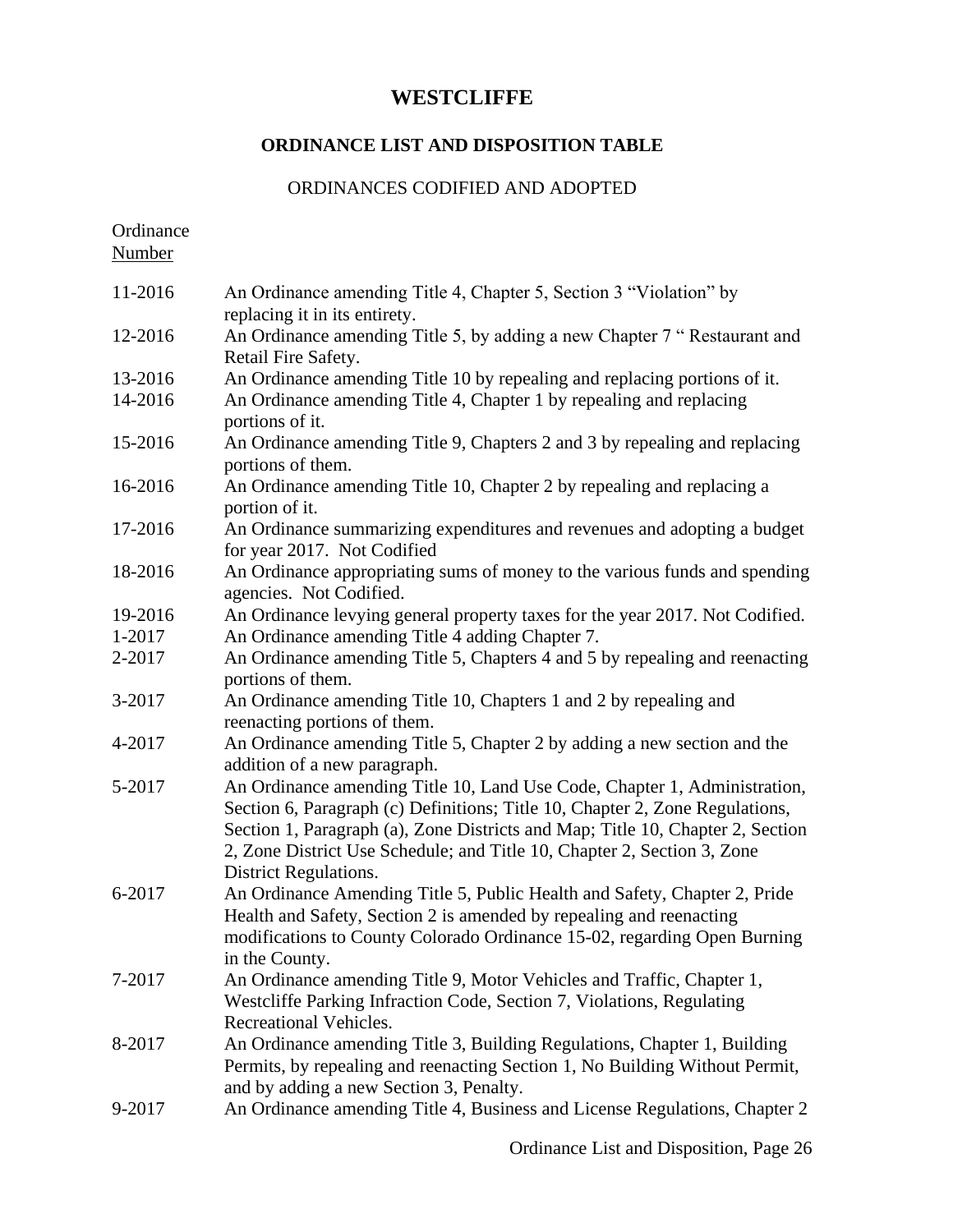# WESTCLIFFE

## ORDINANCE LIST AND DISPOSITION TABLE

ORDINANCES CODIFIED AND ADOPTED

| Ordinance Number | |
|---|---|
| 11-2016 | An Ordinance amending Title 4, Chapter 5, Section 3 "Violation" by replacing it in its entirety. |
| 12-2016 | An Ordinance amending Title 5, by adding a new Chapter 7 " Restaurant and Retail Fire Safety. |
| 13-2016 | An Ordinance amending Title 10 by repealing and replacing portions of it. |
| 14-2016 | An Ordinance amending Title 4, Chapter 1 by repealing and replacing portions of it. |
| 15-2016 | An Ordinance amending Title 9, Chapters 2 and 3 by repealing and replacing portions of them. |
| 16-2016 | An Ordinance amending Title 10, Chapter 2 by repealing and replacing a portion of it. |
| 17-2016 | An Ordinance summarizing expenditures and revenues and adopting a budget for year 2017. Not Codified |
| 18-2016 | An Ordinance appropriating sums of money to the various funds and spending agencies. Not Codified. |
| 19-2016 | An Ordinance levying general property taxes for the year 2017. Not Codified. |
| 1-2017 | An Ordinance amending Title 4 adding Chapter 7. |
| 2-2017 | An Ordinance amending Title 5, Chapters 4 and 5 by repealing and reenacting portions of them. |
| 3-2017 | An Ordinance amending Title 10, Chapters 1 and 2 by repealing and reenacting portions of them. |
| 4-2017 | An Ordinance amending Title 5, Chapter 2 by adding a new section and the addition of a new paragraph. |
| 5-2017 | An Ordinance amending Title 10, Land Use Code, Chapter 1, Administration, Section 6, Paragraph (c) Definitions; Title 10, Chapter 2, Zone Regulations, Section 1, Paragraph (a), Zone Districts and Map; Title 10, Chapter 2, Section 2, Zone District Use Schedule; and Title 10, Chapter 2, Section 3, Zone District Regulations. |
| 6-2017 | An Ordinance Amending Title 5, Public Health and Safety, Chapter 2, Pride Health and Safety, Section 2 is amended by repealing and reenacting modifications to County Colorado Ordinance 15-02, regarding Open Burning in the County. |
| 7-2017 | An Ordinance amending Title 9, Motor Vehicles and Traffic, Chapter 1, Westcliffe Parking Infraction Code, Section 7, Violations, Regulating Recreational Vehicles. |
| 8-2017 | An Ordinance amending Title 3, Building Regulations, Chapter 1, Building Permits, by repealing and reenacting Section 1, No Building Without Permit, and by adding a new Section 3, Penalty. |
| 9-2017 | An Ordinance amending Title 4, Business and License Regulations, Chapter 2 |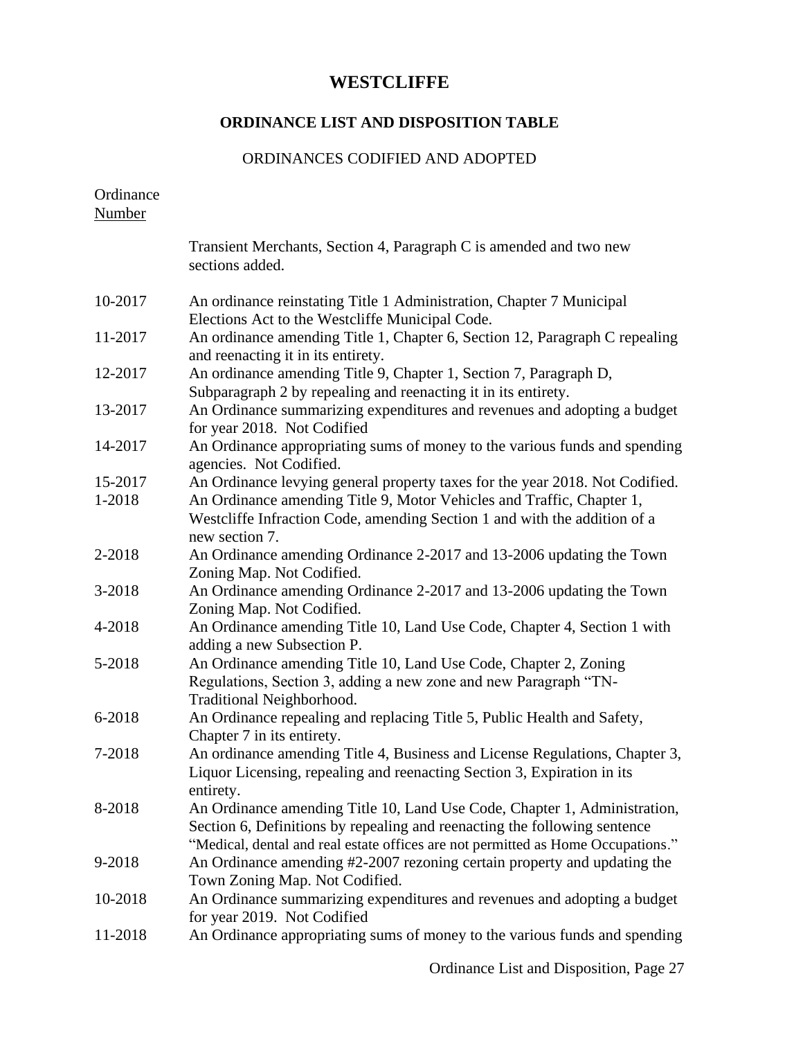# WESTCLIFFE

## ORDINANCE LIST AND DISPOSITION TABLE

### ORDINANCES CODIFIED AND ADOPTED

| Ordinance Number | |
|---|---|
| | Transient Merchants, Section 4, Paragraph C is amended and two new sections added. |
| 10-2017 | An ordinance reinstating Title 1 Administration, Chapter 7 Municipal Elections Act to the Westcliffe Municipal Code. |
| 11-2017 | An ordinance amending Title 1, Chapter 6, Section 12, Paragraph C repealing and reenacting it in its entirety. |
| 12-2017 | An ordinance amending Title 9, Chapter 1, Section 7, Paragraph D, Subparagraph 2 by repealing and reenacting it in its entirety. |
| 13-2017 | An Ordinance summarizing expenditures and revenues and adopting a budget for year 2018. Not Codified |
| 14-2017 | An Ordinance appropriating sums of money to the various funds and spending agencies. Not Codified. |
| 15-2017 | An Ordinance levying general property taxes for the year 2018. Not Codified. |
| 1-2018 | An Ordinance amending Title 9, Motor Vehicles and Traffic, Chapter 1, Westcliffe Infraction Code, amending Section 1 and with the addition of a new section 7. |
| 2-2018 | An Ordinance amending Ordinance 2-2017 and 13-2006 updating the Town Zoning Map. Not Codified. |
| 3-2018 | An Ordinance amending Ordinance 2-2017 and 13-2006 updating the Town Zoning Map. Not Codified. |
| 4-2018 | An Ordinance amending Title 10, Land Use Code, Chapter 4, Section 1 with adding a new Subsection P. |
| 5-2018 | An Ordinance amending Title 10, Land Use Code, Chapter 2, Zoning Regulations, Section 3, adding a new zone and new Paragraph "TN-Traditional Neighborhood. |
| 6-2018 | An Ordinance repealing and replacing Title 5, Public Health and Safety, Chapter 7 in its entirety. |
| 7-2018 | An ordinance amending Title 4, Business and License Regulations, Chapter 3, Liquor Licensing, repealing and reenacting Section 3, Expiration in its entirety. |
| 8-2018 | An Ordinance amending Title 10, Land Use Code, Chapter 1, Administration, Section 6, Definitions by repealing and reenacting the following sentence "Medical, dental and real estate offices are not permitted as Home Occupations." |
| 9-2018 | An Ordinance amending #2-2007 rezoning certain property and updating the Town Zoning Map. Not Codified. |
| 10-2018 | An Ordinance summarizing expenditures and revenues and adopting a budget for year 2019. Not Codified |
| 11-2018 | An Ordinance appropriating sums of money to the various funds and spending |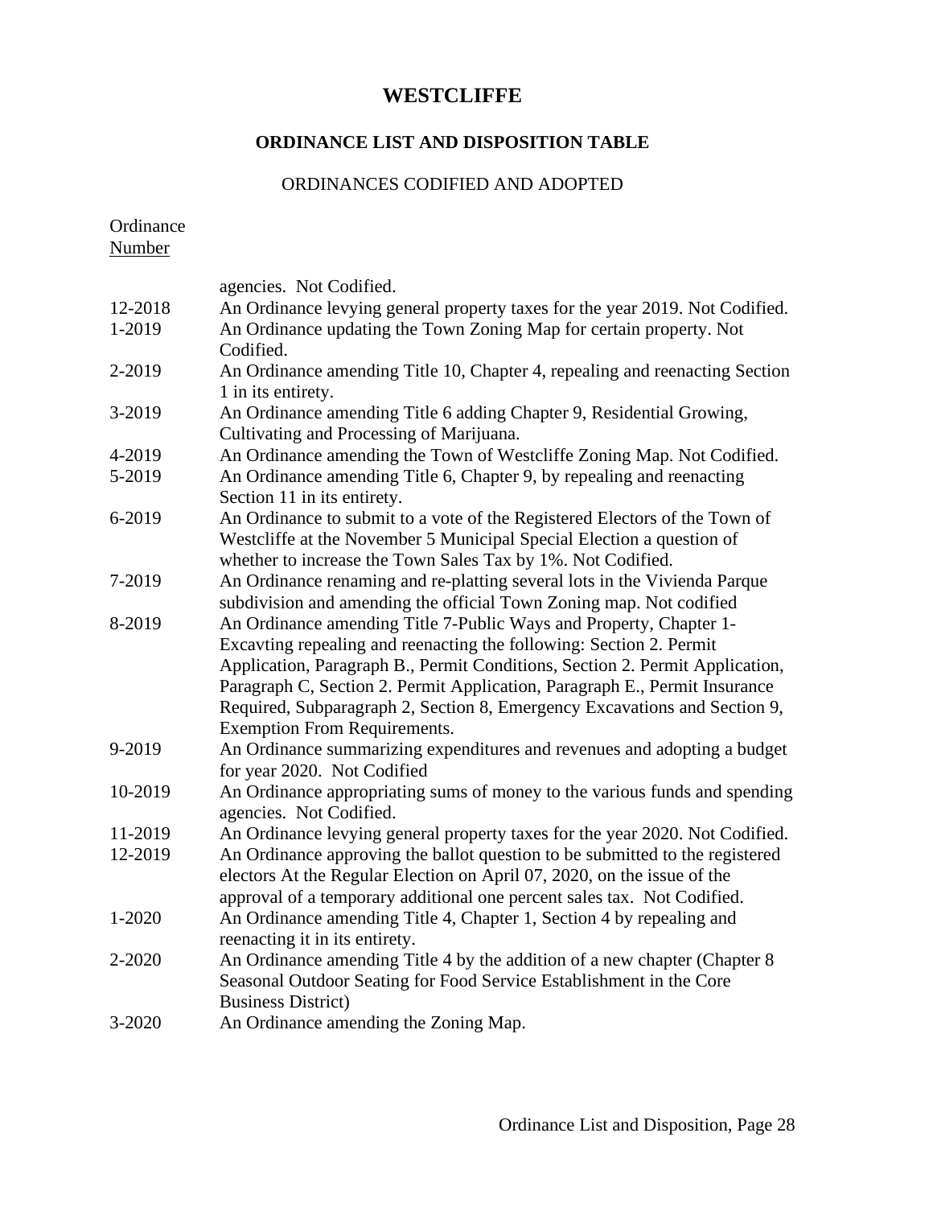# WESTCLIFFE

## ORDINANCE LIST AND DISPOSITION TABLE

### ORDINANCES CODIFIED AND ADOPTED

| Ordinance Number | |
|---|---|
| | agencies. Not Codified. |
| 12-2018 | An Ordinance levying general property taxes for the year 2019. Not Codified. |
| 1-2019 | An Ordinance updating the Town Zoning Map for certain property. Not Codified. |
| 2-2019 | An Ordinance amending Title 10, Chapter 4, repealing and reenacting Section 1 in its entirety. |
| 3-2019 | An Ordinance amending Title 6 adding Chapter 9, Residential Growing, Cultivating and Processing of Marijuana. |
| 4-2019 | An Ordinance amending the Town of Westcliffe Zoning Map. Not Codified. |
| 5-2019 | An Ordinance amending Title 6, Chapter 9, by repealing and reenacting Section 11 in its entirety. |
| 6-2019 | An Ordinance to submit to a vote of the Registered Electors of the Town of Westcliffe at the November 5 Municipal Special Election a question of whether to increase the Town Sales Tax by 1%. Not Codified. |
| 7-2019 | An Ordinance renaming and re-platting several lots in the Vivienda Parque subdivision and amending the official Town Zoning map. Not codified |
| 8-2019 | An Ordinance amending Title 7-Public Ways and Property, Chapter 1-Excavting repealing and reenacting the following: Section 2. Permit Application, Paragraph B., Permit Conditions, Section 2. Permit Application, Paragraph C, Section 2. Permit Application, Paragraph E., Permit Insurance Required, Subparagraph 2, Section 8, Emergency Excavations and Section 9, Exemption From Requirements. |
| 9-2019 | An Ordinance summarizing expenditures and revenues and adopting a budget for year 2020. Not Codified |
| 10-2019 | An Ordinance appropriating sums of money to the various funds and spending agencies. Not Codified. |
| 11-2019 | An Ordinance levying general property taxes for the year 2020. Not Codified. |
| 12-2019 | An Ordinance approving the ballot question to be submitted to the registered electors At the Regular Election on April 07, 2020, on the issue of the approval of a temporary additional one percent sales tax. Not Codified. |
| 1-2020 | An Ordinance amending Title 4, Chapter 1, Section 4 by repealing and reenacting it in its entirety. |
| 2-2020 | An Ordinance amending Title 4 by the addition of a new chapter (Chapter 8 Seasonal Outdoor Seating for Food Service Establishment in the Core Business District) |
| 3-2020 | An Ordinance amending the Zoning Map. |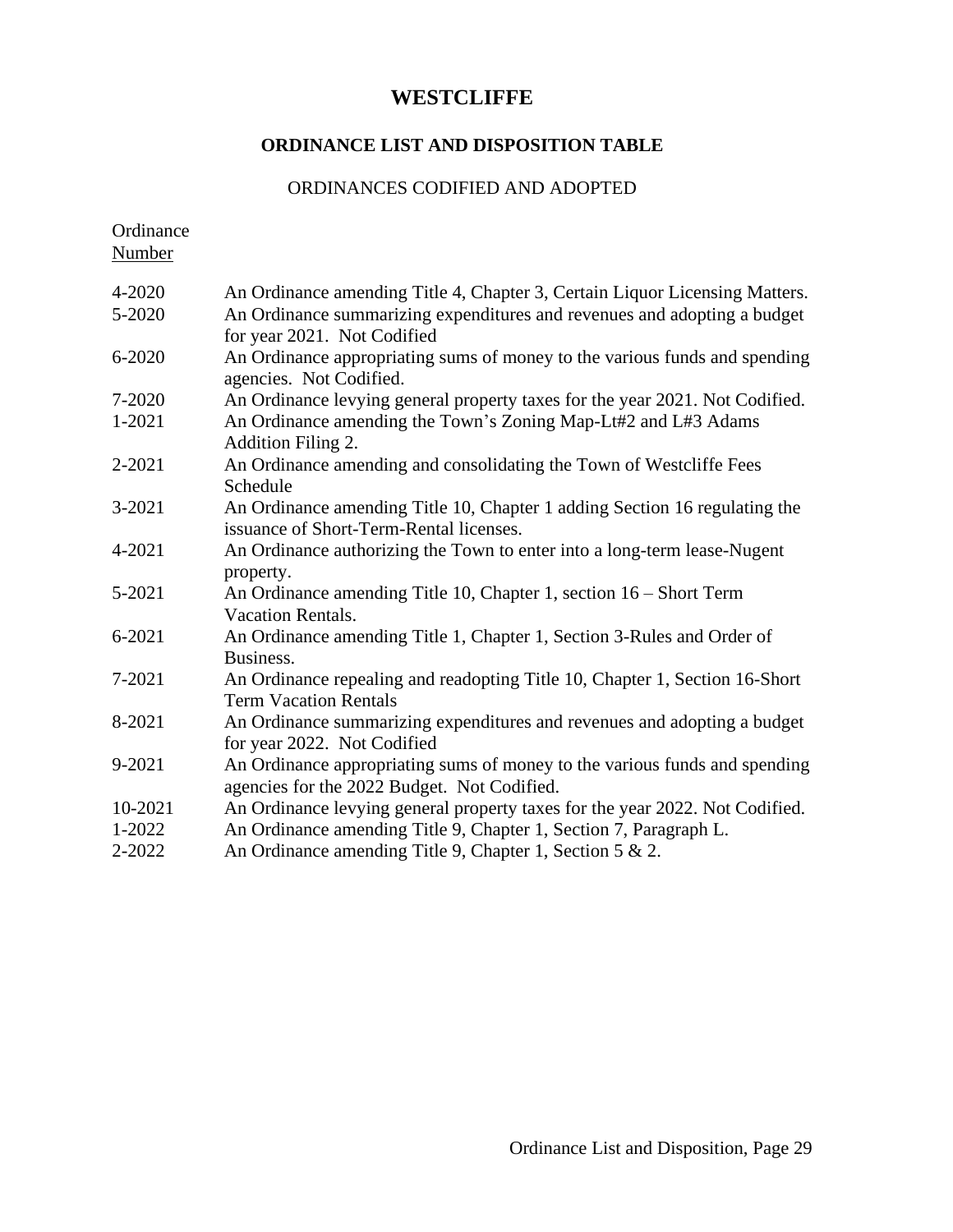# WESTCLIFFE

## ORDINANCE LIST AND DISPOSITION TABLE

ORDINANCES CODIFIED AND ADOPTED

| Ordinance Number | |
|---|---|
| 4-2020 | An Ordinance amending Title 4, Chapter 3, Certain Liquor Licensing Matters. |
| 5-2020 | An Ordinance summarizing expenditures and revenues and adopting a budget for year 2021. Not Codified |
| 6-2020 | An Ordinance appropriating sums of money to the various funds and spending agencies. Not Codified. |
| 7-2020 | An Ordinance levying general property taxes for the year 2021. Not Codified. |
| 1-2021 | An Ordinance amending the Town's Zoning Map-Lt#2 and L#3 Adams Addition Filing 2. |
| 2-2021 | An Ordinance amending and consolidating the Town of Westcliffe Fees Schedule |
| 3-2021 | An Ordinance amending Title 10, Chapter 1 adding Section 16 regulating the issuance of Short-Term-Rental licenses. |
| 4-2021 | An Ordinance authorizing the Town to enter into a long-term lease-Nugent property. |
| 5-2021 | An Ordinance amending Title 10, Chapter 1, section 16 – Short Term Vacation Rentals. |
| 6-2021 | An Ordinance amending Title 1, Chapter 1, Section 3-Rules and Order of Business. |
| 7-2021 | An Ordinance repealing and readopting Title 10, Chapter 1, Section 16-Short Term Vacation Rentals |
| 8-2021 | An Ordinance summarizing expenditures and revenues and adopting a budget for year 2022. Not Codified |
| 9-2021 | An Ordinance appropriating sums of money to the various funds and spending agencies for the 2022 Budget. Not Codified. |
| 10-2021 | An Ordinance levying general property taxes for the year 2022. Not Codified. |
| 1-2022 | An Ordinance amending Title 9, Chapter 1, Section 7, Paragraph L. |
| 2-2022 | An Ordinance amending Title 9, Chapter 1, Section 5 & 2. |